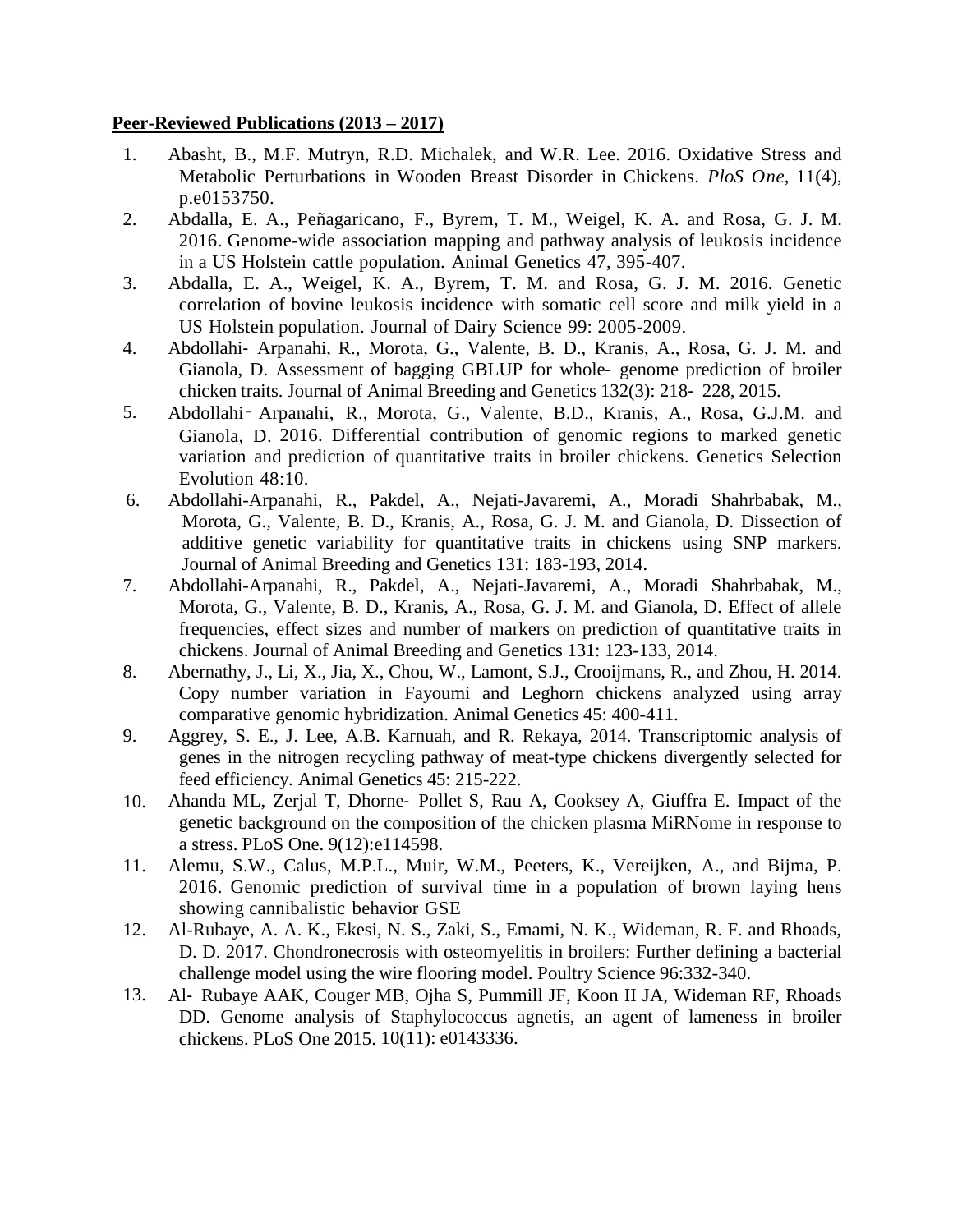**Peer-Reviewed Publications (2013 – 2017)**

1. Abasht, B., M.F. Mutryn, R.D. Michalek, and W.R. Lee. 2016. Oxidative Stress and Metabolic Perturbations in Wooden Breast Disorder in Chickens. *PloS One*, 11(4), p.e0153750.
2. Abdalla, E. A., Peñagaricano, F., Byrem, T. M., Weigel, K. A. and Rosa, G. J. M. 2016. Genome-wide association mapping and pathway analysis of leukosis incidence in a US Holstein cattle population. Animal Genetics 47, 395-407.
3. Abdalla, E. A., Weigel, K. A., Byrem, T. M. and Rosa, G. J. M. 2016. Genetic correlation of bovine leukosis incidence with somatic cell score and milk yield in a US Holstein population. Journal of Dairy Science 99: 2005-2009.
4. Abdollahi- Arpanahi, R., Morota, G., Valente, B. D., Kranis, A., Rosa, G. J. M. and Gianola, D. Assessment of bagging GBLUP for whole- genome prediction of broiler chicken traits. Journal of Animal Breeding and Genetics 132(3): 218- 228, 2015.
5. Abdollahi‐Arpanahi, R., Morota, G., Valente, B.D., Kranis, A., Rosa, G.J.M. and Gianola, D. 2016. Differential contribution of genomic regions to marked genetic variation and prediction of quantitative traits in broiler chickens. Genetics Selection Evolution 48:10.
6. Abdollahi-Arpanahi, R., Pakdel, A., Nejati-Javaremi, A., Moradi Shahrbabak, M., Morota, G., Valente, B. D., Kranis, A., Rosa, G. J. M. and Gianola, D. Dissection of additive genetic variability for quantitative traits in chickens using SNP markers. Journal of Animal Breeding and Genetics 131: 183-193, 2014.
7. Abdollahi-Arpanahi, R., Pakdel, A., Nejati-Javaremi, A., Moradi Shahrbabak, M., Morota, G., Valente, B. D., Kranis, A., Rosa, G. J. M. and Gianola, D. Effect of allele frequencies, effect sizes and number of markers on prediction of quantitative traits in chickens. Journal of Animal Breeding and Genetics 131: 123-133, 2014.
8. Abernathy, J., Li, X., Jia, X., Chou, W., Lamont, S.J., Crooijmans, R., and Zhou, H. 2014. Copy number variation in Fayoumi and Leghorn chickens analyzed using array comparative genomic hybridization. Animal Genetics 45: 400-411.
9. Aggrey, S. E., J. Lee, A.B. Karnuah, and R. Rekaya, 2014. Transcriptomic analysis of genes in the nitrogen recycling pathway of meat-type chickens divergently selected for feed efficiency. Animal Genetics 45: 215-222.
10. Ahanda ML, Zerjal T, Dhorne- Pollet S, Rau A, Cooksey A, Giuffra E. Impact of the genetic background on the composition of the chicken plasma MiRNome in response to a stress. PLoS One. 9(12):e114598.
11. Alemu, S.W., Calus, M.P.L., Muir, W.M., Peeters, K., Vereijken, A., and Bijma, P. 2016. Genomic prediction of survival time in a population of brown laying hens showing cannibalistic behavior GSE
12. Al-Rubaye, A. A. K., Ekesi, N. S., Zaki, S., Emami, N. K., Wideman, R. F. and Rhoads, D. D. 2017. Chondronecrosis with osteomyelitis in broilers: Further defining a bacterial challenge model using the wire flooring model. Poultry Science 96:332-340.
13. Al- Rubaye AAK, Couger MB, Ojha S, Pummill JF, Koon II JA, Wideman RF, Rhoads DD. Genome analysis of Staphylococcus agnetis, an agent of lameness in broiler chickens. PLoS One 2015. 10(11): e0143336.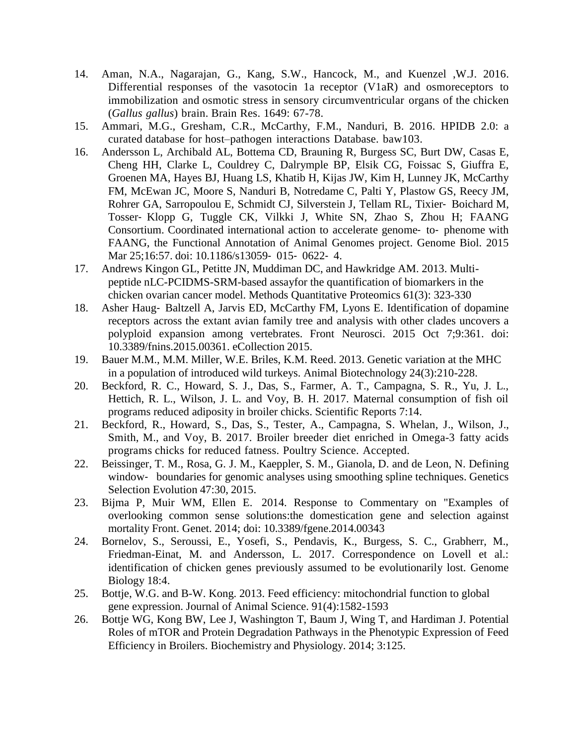14. Aman, N.A., Nagarajan, G., Kang, S.W., Hancock, M., and Kuenzel ,W.J. 2016. Differential responses of the vasotocin 1a receptor (V1aR) and osmoreceptors to immobilization and osmotic stress in sensory circumventricular organs of the chicken (*Gallus gallus*) brain. Brain Res. 1649: 67-78.
15. Ammari, M.G., Gresham, C.R., McCarthy, F.M., Nanduri, B. 2016. HPIDB 2.0: a curated database for host–pathogen interactions Database. baw103.
16. Andersson L, Archibald AL, Bottema CD, Brauning R, Burgess SC, Burt DW, Casas E, Cheng HH, Clarke L, Couldrey C, Dalrymple BP, Elsik CG, Foissac S, Giuffra E, Groenen MA, Hayes BJ, Huang LS, Khatib H, Kijas JW, Kim H, Lunney JK, McCarthy FM, McEwan JC, Moore S, Nanduri B, Notredame C, Palti Y, Plastow GS, Reecy JM, Rohrer GA, Sarropoulou E, Schmidt CJ, Silverstein J, Tellam RL, Tixier‐ Boichard M, Tosser‐ Klopp G, Tuggle CK, Vilkki J, White SN, Zhao S, Zhou H; FAANG Consortium. Coordinated international action to accelerate genome‐ to‐ phenome with FAANG, the Functional Annotation of Animal Genomes project. Genome Biol. 2015 Mar 25;16:57. doi: 10.1186/s13059‐ 015‐ 0622‐ 4.
17. Andrews Kingon GL, Petitte JN, Muddiman DC, and Hawkridge AM. 2013. Multi-peptide nLC-PCIDMS-SRM-based assayfor the quantification of biomarkers in the chicken ovarian cancer model. Methods Quantitative Proteomics 61(3): 323-330
18. Asher Haug‐ Baltzell A, Jarvis ED, McCarthy FM, Lyons E. Identification of dopamine receptors across the extant avian family tree and analysis with other clades uncovers a polyploid expansion among vertebrates. Front Neurosci. 2015 Oct 7;9:361. doi: 10.3389/fnins.2015.00361. eCollection 2015.
19. Bauer M.M., M.M. Miller, W.E. Briles, K.M. Reed. 2013. Genetic variation at the MHC in a population of introduced wild turkeys. Animal Biotechnology 24(3):210-228.
20. Beckford, R. C., Howard, S. J., Das, S., Farmer, A. T., Campagna, S. R., Yu, J. L., Hettich, R. L., Wilson, J. L. and Voy, B. H. 2017. Maternal consumption of fish oil programs reduced adiposity in broiler chicks. Scientific Reports 7:14.
21. Beckford, R., Howard, S., Das, S., Tester, A., Campagna, S. Whelan, J., Wilson, J., Smith, M., and Voy, B. 2017. Broiler breeder diet enriched in Omega-3 fatty acids programs chicks for reduced fatness. Poultry Science. Accepted.
22. Beissinger, T. M., Rosa, G. J. M., Kaeppler, S. M., Gianola, D. and de Leon, N. Defining window‐ boundaries for genomic analyses using smoothing spline techniques. Genetics Selection Evolution 47:30, 2015.
23. Bijma P, Muir WM, Ellen E. 2014. Response to Commentary on "Examples of overlooking common sense solutions:the domestication gene and selection against mortality Front. Genet. 2014; doi: 10.3389/fgene.2014.00343
24. Bornelov, S., Seroussi, E., Yosefi, S., Pendavis, K., Burgess, S. C., Grabherr, M., Friedman-Einat, M. and Andersson, L. 2017. Correspondence on Lovell et al.: identification of chicken genes previously assumed to be evolutionarily lost. Genome Biology 18:4.
25. Bottje, W.G. and B-W. Kong. 2013. Feed efficiency: mitochondrial function to global gene expression. Journal of Animal Science. 91(4):1582-1593
26. Bottje WG, Kong BW, Lee J, Washington T, Baum J, Wing T, and Hardiman J. Potential Roles of mTOR and Protein Degradation Pathways in the Phenotypic Expression of Feed Efficiency in Broilers. Biochemistry and Physiology. 2014; 3:125.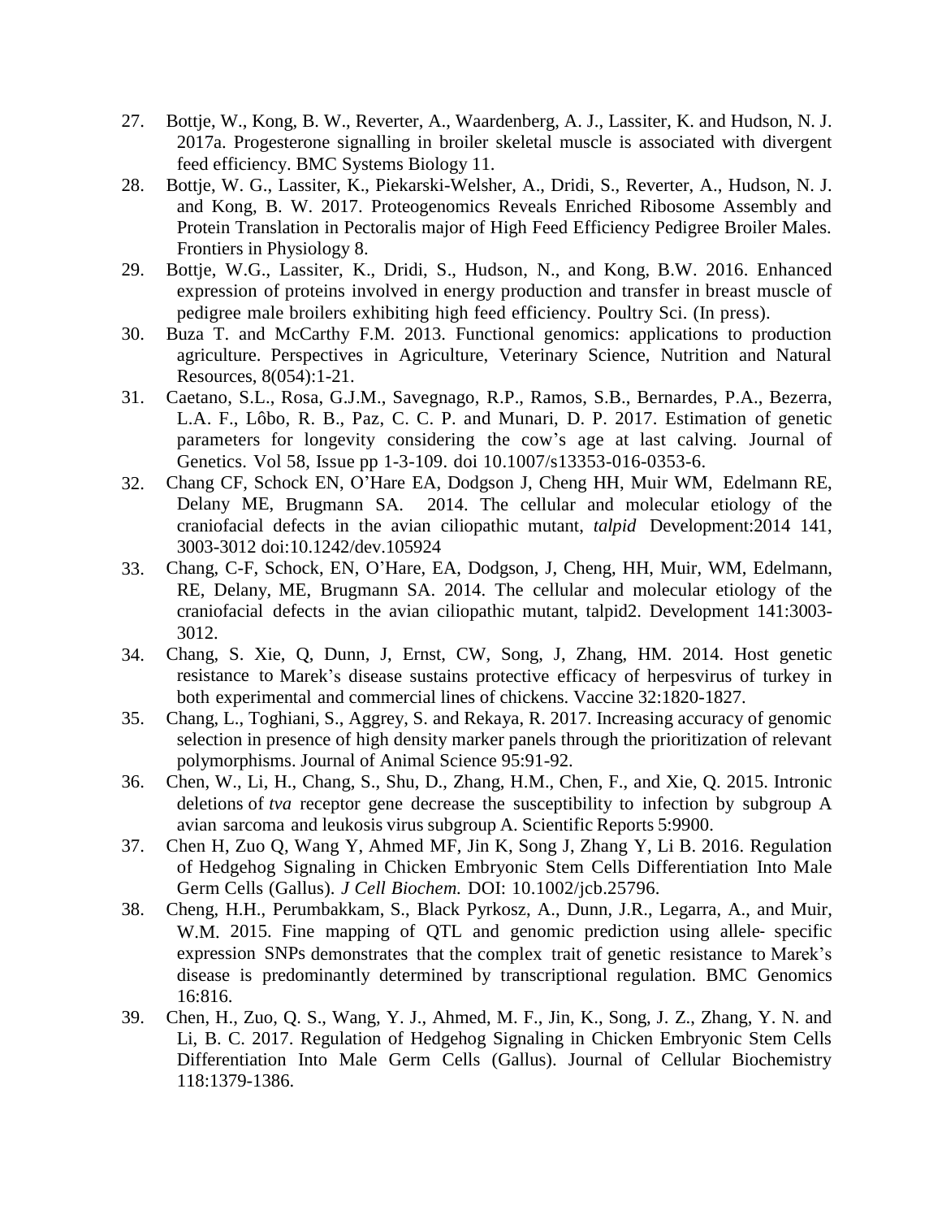27. Bottje, W., Kong, B. W., Reverter, A., Waardenberg, A. J., Lassiter, K. and Hudson, N. J. 2017a. Progesterone signalling in broiler skeletal muscle is associated with divergent feed efficiency. BMC Systems Biology 11.
28. Bottje, W. G., Lassiter, K., Piekarski-Welsher, A., Dridi, S., Reverter, A., Hudson, N. J. and Kong, B. W. 2017. Proteogenomics Reveals Enriched Ribosome Assembly and Protein Translation in Pectoralis major of High Feed Efficiency Pedigree Broiler Males. Frontiers in Physiology 8.
29. Bottje, W.G., Lassiter, K., Dridi, S., Hudson, N., and Kong, B.W. 2016. Enhanced expression of proteins involved in energy production and transfer in breast muscle of pedigree male broilers exhibiting high feed efficiency. Poultry Sci. (In press).
30. Buza T. and McCarthy F.M. 2013. Functional genomics: applications to production agriculture. Perspectives in Agriculture, Veterinary Science, Nutrition and Natural Resources, 8(054):1-21.
31. Caetano, S.L., Rosa, G.J.M., Savegnago, R.P., Ramos, S.B., Bernardes, P.A., Bezerra, L.A. F., Lôbo, R. B., Paz, C. C. P. and Munari, D. P. 2017. Estimation of genetic parameters for longevity considering the cow's age at last calving. Journal of Genetics. Vol 58, Issue pp 1-3-109. doi 10.1007/s13353-016-0353-6.
32. Chang CF, Schock EN, O'Hare EA, Dodgson J, Cheng HH, Muir WM, Edelmann RE, Delany ME, Brugmann SA. 2014. The cellular and molecular etiology of the craniofacial defects in the avian ciliopathic mutant, *talpid* Development:2014 141, 3003-3012 doi:10.1242/dev.105924
33. Chang, C-F, Schock, EN, O'Hare, EA, Dodgson, J, Cheng, HH, Muir, WM, Edelmann, RE, Delany, ME, Brugmann SA. 2014. The cellular and molecular etiology of the craniofacial defects in the avian ciliopathic mutant, talpid2. Development 141:3003-3012.
34. Chang, S. Xie, Q, Dunn, J, Ernst, CW, Song, J, Zhang, HM. 2014. Host genetic resistance to Marek's disease sustains protective efficacy of herpesvirus of turkey in both experimental and commercial lines of chickens. Vaccine 32:1820-1827.
35. Chang, L., Toghiani, S., Aggrey, S. and Rekaya, R. 2017. Increasing accuracy of genomic selection in presence of high density marker panels through the prioritization of relevant polymorphisms. Journal of Animal Science 95:91-92.
36. Chen, W., Li, H., Chang, S., Shu, D., Zhang, H.M., Chen, F., and Xie, Q. 2015. Intronic deletions of *tva* receptor gene decrease the susceptibility to infection by subgroup A avian sarcoma and leukosis virus subgroup A. Scientific Reports 5:9900.
37. Chen H, Zuo Q, Wang Y, Ahmed MF, Jin K, Song J, Zhang Y, Li B. 2016. Regulation of Hedgehog Signaling in Chicken Embryonic Stem Cells Differentiation Into Male Germ Cells (Gallus). *J Cell Biochem.* DOI: 10.1002/jcb.25796.
38. Cheng, H.H., Perumbakkam, S., Black Pyrkosz, A., Dunn, J.R., Legarra, A., and Muir, W.M. 2015. Fine mapping of QTL and genomic prediction using allele- specific expression SNPs demonstrates that the complex trait of genetic resistance to Marek's disease is predominantly determined by transcriptional regulation. BMC Genomics 16:816.
39. Chen, H., Zuo, Q. S., Wang, Y. J., Ahmed, M. F., Jin, K., Song, J. Z., Zhang, Y. N. and Li, B. C. 2017. Regulation of Hedgehog Signaling in Chicken Embryonic Stem Cells Differentiation Into Male Germ Cells (Gallus). Journal of Cellular Biochemistry 118:1379-1386.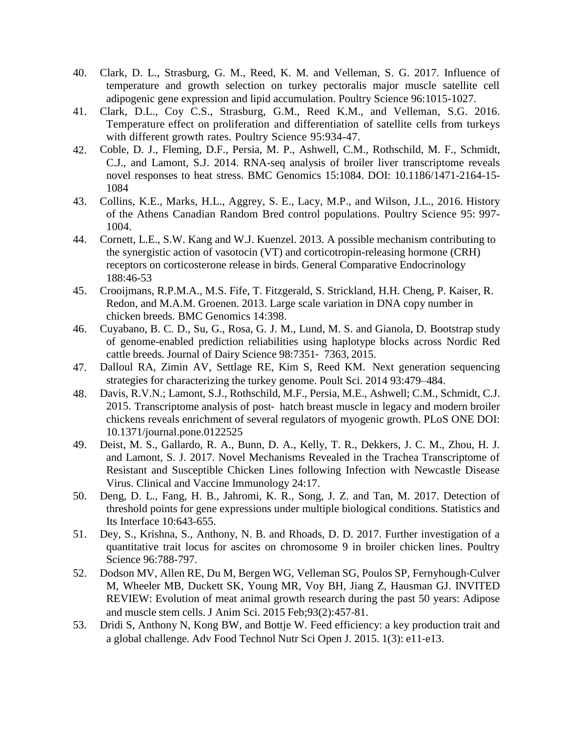40. Clark, D. L., Strasburg, G. M., Reed, K. M. and Velleman, S. G. 2017. Influence of temperature and growth selection on turkey pectoralis major muscle satellite cell adipogenic gene expression and lipid accumulation. Poultry Science 96:1015-1027.
41. Clark, D.L., Coy C.S., Strasburg, G.M., Reed K.M., and Velleman, S.G. 2016. Temperature effect on proliferation and differentiation of satellite cells from turkeys with different growth rates. Poultry Science 95:934-47.
42. Coble, D. J., Fleming, D.F., Persia, M. P., Ashwell, C.M., Rothschild, M. F., Schmidt, C.J., and Lamont, S.J. 2014. RNA-seq analysis of broiler liver transcriptome reveals novel responses to heat stress. BMC Genomics 15:1084. DOI: 10.1186/1471-2164-15-1084
43. Collins, K.E., Marks, H.L., Aggrey, S. E., Lacy, M.P., and Wilson, J.L., 2016. History of the Athens Canadian Random Bred control populations. Poultry Science 95: 997-1004.
44. Cornett, L.E., S.W. Kang and W.J. Kuenzel. 2013. A possible mechanism contributing to the synergistic action of vasotocin (VT) and corticotropin-releasing hormone (CRH) receptors on corticosterone release in birds. General Comparative Endocrinology 188:46-53
45. Crooijmans, R.P.M.A., M.S. Fife, T. Fitzgerald, S. Strickland, H.H. Cheng, P. Kaiser, R. Redon, and M.A.M. Groenen. 2013. Large scale variation in DNA copy number in chicken breeds. BMC Genomics 14:398.
46. Cuyabano, B. C. D., Su, G., Rosa, G. J. M., Lund, M. S. and Gianola, D. Bootstrap study of genome-enabled prediction reliabilities using haplotype blocks across Nordic Red cattle breeds. Journal of Dairy Science 98:7351- 7363, 2015.
47. Dalloul RA, Zimin AV, Settlage RE, Kim S, Reed KM. Next generation sequencing strategies for characterizing the turkey genome. Poult Sci. 2014 93:479–484.
48. Davis, R.V.N.; Lamont, S.J., Rothschild, M.F., Persia, M.E., Ashwell; C.M., Schmidt, C.J. 2015. Transcriptome analysis of post- hatch breast muscle in legacy and modern broiler chickens reveals enrichment of several regulators of myogenic growth. PLoS ONE DOI: 10.1371/journal.pone.0122525
49. Deist, M. S., Gallardo, R. A., Bunn, D. A., Kelly, T. R., Dekkers, J. C. M., Zhou, H. J. and Lamont, S. J. 2017. Novel Mechanisms Revealed in the Trachea Transcriptome of Resistant and Susceptible Chicken Lines following Infection with Newcastle Disease Virus. Clinical and Vaccine Immunology 24:17.
50. Deng, D. L., Fang, H. B., Jahromi, K. R., Song, J. Z. and Tan, M. 2017. Detection of threshold points for gene expressions under multiple biological conditions. Statistics and Its Interface 10:643-655.
51. Dey, S., Krishna, S., Anthony, N. B. and Rhoads, D. D. 2017. Further investigation of a quantitative trait locus for ascites on chromosome 9 in broiler chicken lines. Poultry Science 96:788-797.
52. Dodson MV, Allen RE, Du M, Bergen WG, Velleman SG, Poulos SP, Fernyhough-Culver M, Wheeler MB, Duckett SK, Young MR, Voy BH, Jiang Z, Hausman GJ. INVITED REVIEW: Evolution of meat animal growth research during the past 50 years: Adipose and muscle stem cells. J Anim Sci. 2015 Feb;93(2):457-81.
53. Dridi S, Anthony N, Kong BW, and Bottje W. Feed efficiency: a key production trait and a global challenge. Adv Food Technol Nutr Sci Open J. 2015. 1(3): e11-e13.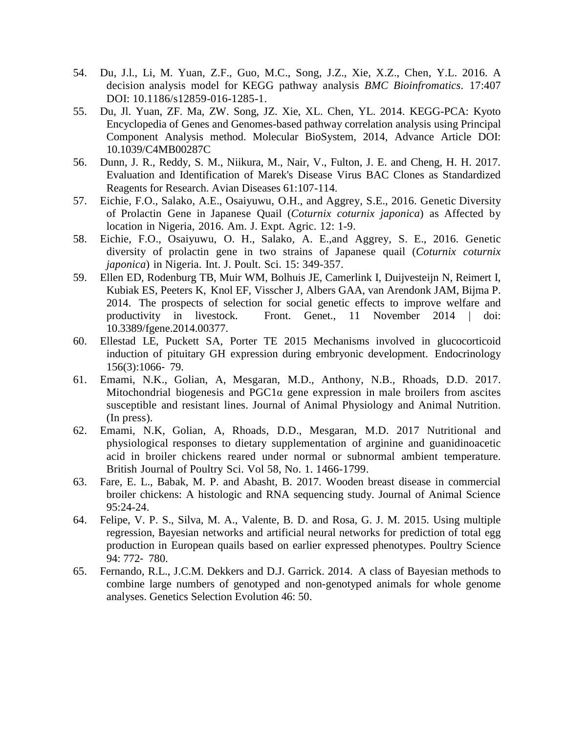54. Du, J.l., Li, M. Yuan, Z.F., Guo, M.C., Song, J.Z., Xie, X.Z., Chen, Y.L. 2016. A decision analysis model for KEGG pathway analysis *BMC Bioinfromatics*. 17:407 DOI: 10.1186/s12859-016-1285-1.
55. Du, Jl. Yuan, ZF. Ma, ZW. Song, JZ. Xie, XL. Chen, YL. 2014. KEGG-PCA: Kyoto Encyclopedia of Genes and Genomes-based pathway correlation analysis using Principal Component Analysis method. Molecular BioSystem, 2014, Advance Article DOI: 10.1039/C4MB00287C
56. Dunn, J. R., Reddy, S. M., Niikura, M., Nair, V., Fulton, J. E. and Cheng, H. H. 2017. Evaluation and Identification of Marek's Disease Virus BAC Clones as Standardized Reagents for Research. Avian Diseases 61:107-114.
57. Eichie, F.O., Salako, A.E., Osaiyuwu, O.H., and Aggrey, S.E., 2016. Genetic Diversity of Prolactin Gene in Japanese Quail (*Coturnix coturnix japonica*) as Affected by location in Nigeria, 2016. Am. J. Expt. Agric. 12: 1-9.
58. Eichie, F.O., Osaiyuwu, O. H., Salako, A. E.,and Aggrey, S. E., 2016. Genetic diversity of prolactin gene in two strains of Japanese quail (*Coturnix coturnix japonica*) in Nigeria. Int. J. Poult. Sci. 15: 349-357.
59. Ellen ED, Rodenburg TB, Muir WM, Bolhuis JE, Camerlink I, Duijvesteijn N, Reimert I, Kubiak ES, Peeters K, Knol EF, Visscher J, Albers GAA, van Arendonk JAM, Bijma P. 2014. The prospects of selection for social genetic effects to improve welfare and productivity in livestock. Front. Genet., 11 November 2014 | doi: 10.3389/fgene.2014.00377.
60. Ellestad LE, Puckett SA, Porter TE 2015 Mechanisms involved in glucocorticoid induction of pituitary GH expression during embryonic development. Endocrinology 156(3):1066- 79.
61. Emami, N.K., Golian, A, Mesgaran, M.D., Anthony, N.B., Rhoads, D.D. 2017. Mitochondrial biogenesis and PGC1α gene expression in male broilers from ascites susceptible and resistant lines. Journal of Animal Physiology and Animal Nutrition. (In press).
62. Emami, N.K, Golian, A, Rhoads, D.D., Mesgaran, M.D. 2017 Nutritional and physiological responses to dietary supplementation of arginine and guanidinoacetic acid in broiler chickens reared under normal or subnormal ambient temperature. British Journal of Poultry Sci. Vol 58, No. 1. 1466-1799.
63. Fare, E. L., Babak, M. P. and Abasht, B. 2017. Wooden breast disease in commercial broiler chickens: A histologic and RNA sequencing study. Journal of Animal Science 95:24-24.
64. Felipe, V. P. S., Silva, M. A., Valente, B. D. and Rosa, G. J. M. 2015. Using multiple regression, Bayesian networks and artificial neural networks for prediction of total egg production in European quails based on earlier expressed phenotypes. Poultry Science 94: 772- 780.
65. Fernando, R.L., J.C.M. Dekkers and D.J. Garrick. 2014. A class of Bayesian methods to combine large numbers of genotyped and non-genotyped animals for whole genome analyses. Genetics Selection Evolution 46: 50.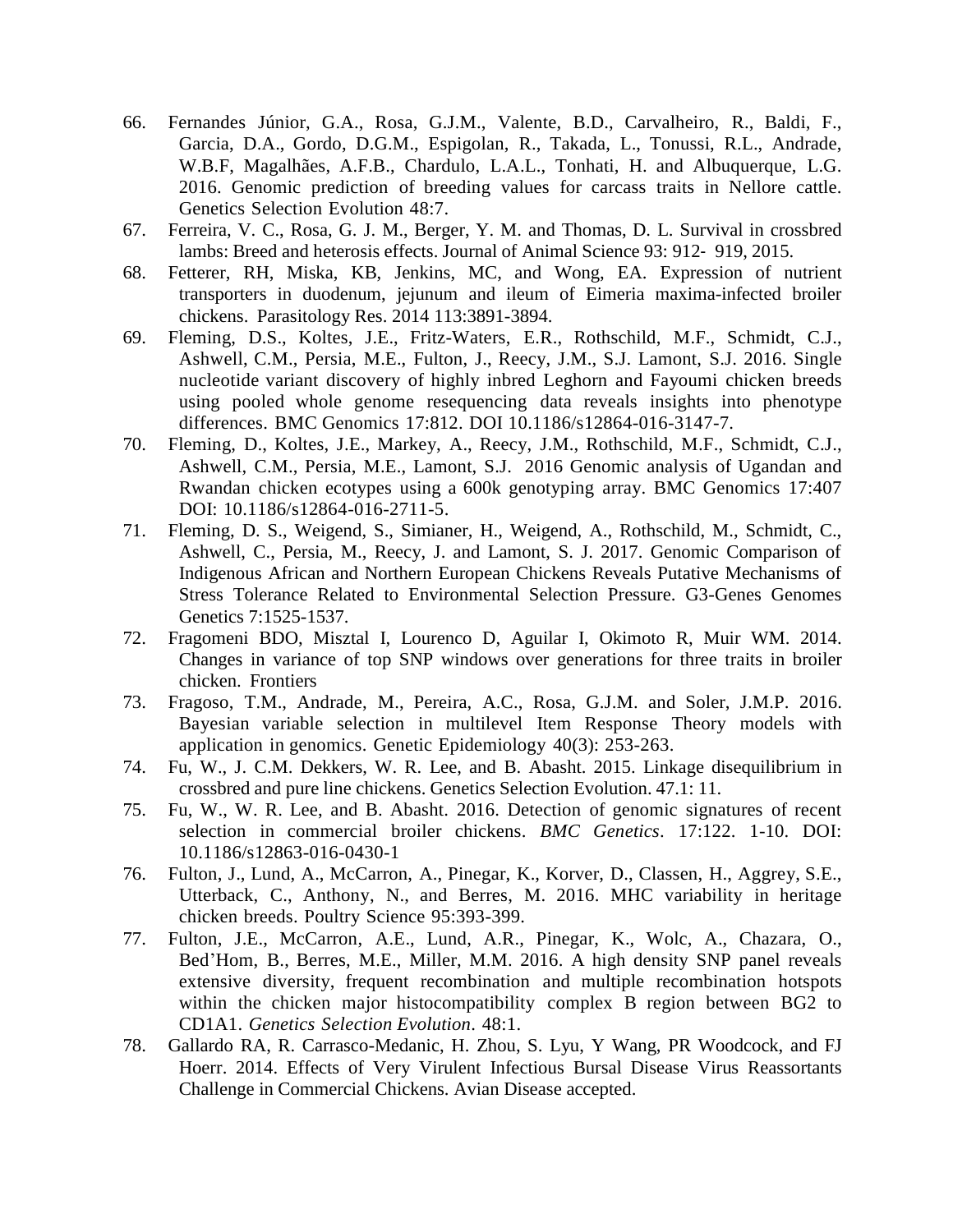66. Fernandes Júnior, G.A., Rosa, G.J.M., Valente, B.D., Carvalheiro, R., Baldi, F., Garcia, D.A., Gordo, D.G.M., Espigolan, R., Takada, L., Tonussi, R.L., Andrade, W.B.F, Magalhães, A.F.B., Chardulo, L.A.L., Tonhati, H. and Albuquerque, L.G. 2016. Genomic prediction of breeding values for carcass traits in Nellore cattle. Genetics Selection Evolution 48:7.
67. Ferreira, V. C., Rosa, G. J. M., Berger, Y. M. and Thomas, D. L. Survival in crossbred lambs: Breed and heterosis effects. Journal of Animal Science 93: 912- 919, 2015.
68. Fetterer, RH, Miska, KB, Jenkins, MC, and Wong, EA. Expression of nutrient transporters in duodenum, jejunum and ileum of Eimeria maxima-infected broiler chickens. Parasitology Res. 2014 113:3891-3894.
69. Fleming, D.S., Koltes, J.E., Fritz-Waters, E.R., Rothschild, M.F., Schmidt, C.J., Ashwell, C.M., Persia, M.E., Fulton, J., Reecy, J.M., S.J. Lamont, S.J. 2016. Single nucleotide variant discovery of highly inbred Leghorn and Fayoumi chicken breeds using pooled whole genome resequencing data reveals insights into phenotype differences. BMC Genomics 17:812. DOI 10.1186/s12864-016-3147-7.
70. Fleming, D., Koltes, J.E., Markey, A., Reecy, J.M., Rothschild, M.F., Schmidt, C.J., Ashwell, C.M., Persia, M.E., Lamont, S.J. 2016 Genomic analysis of Ugandan and Rwandan chicken ecotypes using a 600k genotyping array. BMC Genomics 17:407 DOI: 10.1186/s12864-016-2711-5.
71. Fleming, D. S., Weigend, S., Simianer, H., Weigend, A., Rothschild, M., Schmidt, C., Ashwell, C., Persia, M., Reecy, J. and Lamont, S. J. 2017. Genomic Comparison of Indigenous African and Northern European Chickens Reveals Putative Mechanisms of Stress Tolerance Related to Environmental Selection Pressure. G3-Genes Genomes Genetics 7:1525-1537.
72. Fragomeni BDO, Misztal I, Lourenco D, Aguilar I, Okimoto R, Muir WM. 2014. Changes in variance of top SNP windows over generations for three traits in broiler chicken. Frontiers
73. Fragoso, T.M., Andrade, M., Pereira, A.C., Rosa, G.J.M. and Soler, J.M.P. 2016. Bayesian variable selection in multilevel Item Response Theory models with application in genomics. Genetic Epidemiology 40(3): 253-263.
74. Fu, W., J. C.M. Dekkers, W. R. Lee, and B. Abasht. 2015. Linkage disequilibrium in crossbred and pure line chickens. Genetics Selection Evolution. 47.1: 11.
75. Fu, W., W. R. Lee, and B. Abasht. 2016. Detection of genomic signatures of recent selection in commercial broiler chickens. *BMC Genetics*. 17:122. 1-10. DOI: 10.1186/s12863-016-0430-1
76. Fulton, J., Lund, A., McCarron, A., Pinegar, K., Korver, D., Classen, H., Aggrey, S.E., Utterback, C., Anthony, N., and Berres, M. 2016. MHC variability in heritage chicken breeds. Poultry Science 95:393-399.
77. Fulton, J.E., McCarron, A.E., Lund, A.R., Pinegar, K., Wolc, A., Chazara, O., Bed'Hom, B., Berres, M.E., Miller, M.M. 2016. A high density SNP panel reveals extensive diversity, frequent recombination and multiple recombination hotspots within the chicken major histocompatibility complex B region between BG2 to CD1A1. *Genetics Selection Evolution*. 48:1.
78. Gallardo RA, R. Carrasco-Medanic, H. Zhou, S. Lyu, Y Wang, PR Woodcock, and FJ Hoerr. 2014. Effects of Very Virulent Infectious Bursal Disease Virus Reassortants Challenge in Commercial Chickens. Avian Disease accepted.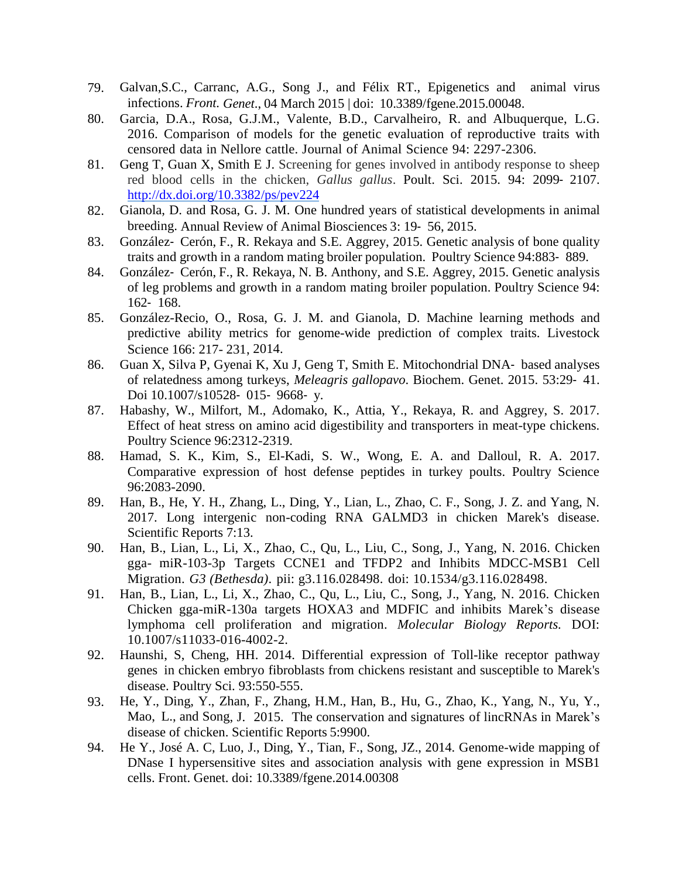79. Galvan,S.C., Carranc, A.G., Song J., and Félix RT., Epigenetics and animal virus infections. *Front. Genet*., 04 March 2015 | doi: 10.3389/fgene.2015.00048.
80. Garcia, D.A., Rosa, G.J.M., Valente, B.D., Carvalheiro, R. and Albuquerque, L.G. 2016. Comparison of models for the genetic evaluation of reproductive traits with censored data in Nellore cattle. Journal of Animal Science 94: 2297-2306.
81. Geng T, Guan X, Smith E J. Screening for genes involved in antibody response to sheep red blood cells in the chicken, *Gallus gallus*. Poult. Sci. 2015. 94: 2099- 2107. http://dx.doi.org/10.3382/ps/pev224
82. Gianola, D. and Rosa, G. J. M. One hundred years of statistical developments in animal breeding. Annual Review of Animal Biosciences 3: 19- 56, 2015.
83. González- Cerón, F., R. Rekaya and S.E. Aggrey, 2015. Genetic analysis of bone quality traits and growth in a random mating broiler population. Poultry Science 94:883- 889.
84. González- Cerón, F., R. Rekaya, N. B. Anthony, and S.E. Aggrey, 2015. Genetic analysis of leg problems and growth in a random mating broiler population. Poultry Science 94: 162- 168.
85. González-Recio, O., Rosa, G. J. M. and Gianola, D. Machine learning methods and predictive ability metrics for genome-wide prediction of complex traits. Livestock Science 166: 217- 231, 2014.
86. Guan X, Silva P, Gyenai K, Xu J, Geng T, Smith E. Mitochondrial DNA- based analyses of relatedness among turkeys, *Meleagris gallopavo*. Biochem. Genet. 2015. 53:29- 41. Doi 10.1007/s10528- 015- 9668- y.
87. Habashy, W., Milfort, M., Adomako, K., Attia, Y., Rekaya, R. and Aggrey, S. 2017. Effect of heat stress on amino acid digestibility and transporters in meat-type chickens. Poultry Science 96:2312-2319.
88. Hamad, S. K., Kim, S., El-Kadi, S. W., Wong, E. A. and Dalloul, R. A. 2017. Comparative expression of host defense peptides in turkey poults. Poultry Science 96:2083-2090.
89. Han, B., He, Y. H., Zhang, L., Ding, Y., Lian, L., Zhao, C. F., Song, J. Z. and Yang, N. 2017. Long intergenic non-coding RNA GALMD3 in chicken Marek's disease. Scientific Reports 7:13.
90. Han, B., Lian, L., Li, X., Zhao, C., Qu, L., Liu, C., Song, J., Yang, N. 2016. Chicken gga- miR-103-3p Targets CCNE1 and TFDP2 and Inhibits MDCC-MSB1 Cell Migration. *G3 (Bethesda).* pii: g3.116.028498. doi: 10.1534/g3.116.028498.
91. Han, B., Lian, L., Li, X., Zhao, C., Qu, L., Liu, C., Song, J., Yang, N. 2016. Chicken Chicken gga-miR-130a targets HOXA3 and MDFIC and inhibits Marek's disease lymphoma cell proliferation and migration. *Molecular Biology Reports.* DOI: 10.1007/s11033-016-4002-2.
92. Haunshi, S, Cheng, HH. 2014. Differential expression of Toll-like receptor pathway genes in chicken embryo fibroblasts from chickens resistant and susceptible to Marek's disease. Poultry Sci. 93:550-555.
93. He, Y., Ding, Y., Zhan, F., Zhang, H.M., Han, B., Hu, G., Zhao, K., Yang, N., Yu, Y., Mao, L., and Song, J. 2015. The conservation and signatures of lincRNAs in Marek's disease of chicken. Scientific Reports 5:9900.
94. He Y., José A. C, Luo, J., Ding, Y., Tian, F., Song, JZ., 2014. Genome-wide mapping of DNase I hypersensitive sites and association analysis with gene expression in MSB1 cells. Front. Genet. doi: 10.3389/fgene.2014.00308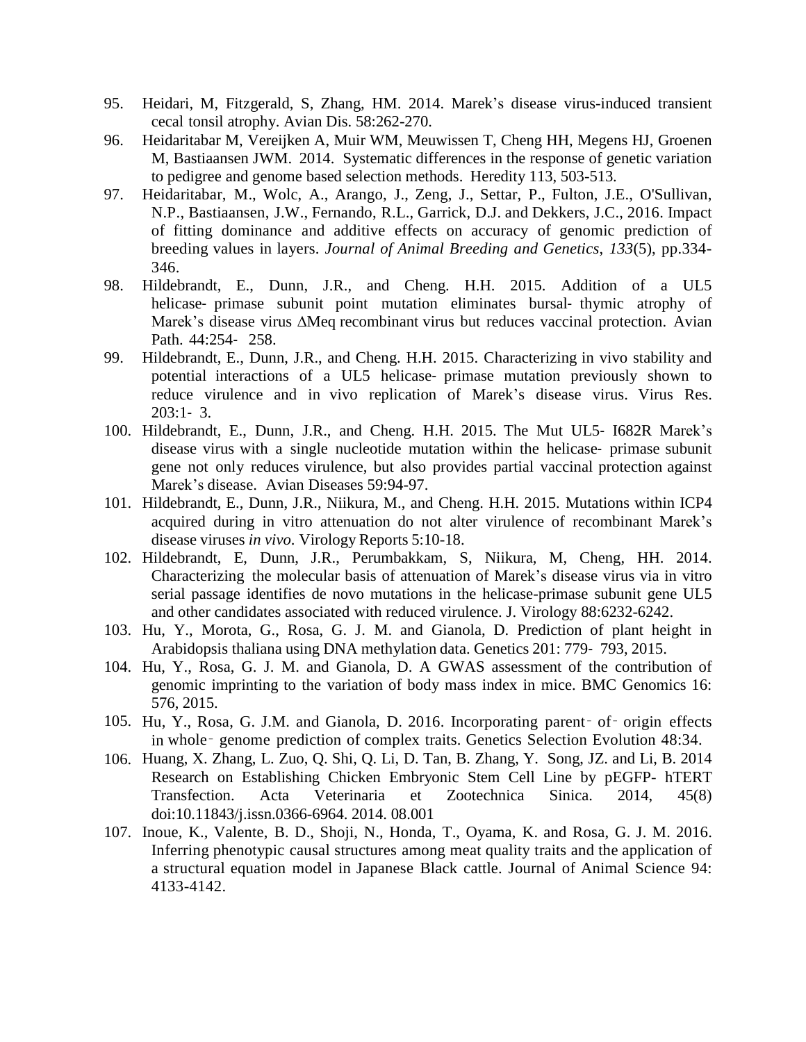95. Heidari, M, Fitzgerald, S, Zhang, HM. 2014. Marek's disease virus-induced transient cecal tonsil atrophy. Avian Dis. 58:262-270.
96. Heidaritabar M, Vereijken A, Muir WM, Meuwissen T, Cheng HH, Megens HJ, Groenen M, Bastiaansen JWM. 2014. Systematic differences in the response of genetic variation to pedigree and genome based selection methods. Heredity 113, 503-513.
97. Heidaritabar, M., Wolc, A., Arango, J., Zeng, J., Settar, P., Fulton, J.E., O'Sullivan, N.P., Bastiaansen, J.W., Fernando, R.L., Garrick, D.J. and Dekkers, J.C., 2016. Impact of fitting dominance and additive effects on accuracy of genomic prediction of breeding values in layers. *Journal of Animal Breeding and Genetics*, *133*(5), pp.334-346.
98. Hildebrandt, E., Dunn, J.R., and Cheng. H.H. 2015. Addition of a UL5 helicase- primase subunit point mutation eliminates bursal- thymic atrophy of Marek's disease virus ΔMeq recombinant virus but reduces vaccinal protection. Avian Path. 44:254- 258.
99. Hildebrandt, E., Dunn, J.R., and Cheng. H.H. 2015. Characterizing in vivo stability and potential interactions of a UL5 helicase- primase mutation previously shown to reduce virulence and in vivo replication of Marek's disease virus. Virus Res. 203:1- 3.
100. Hildebrandt, E., Dunn, J.R., and Cheng. H.H. 2015. The Mut UL5- I682R Marek's disease virus with a single nucleotide mutation within the helicase- primase subunit gene not only reduces virulence, but also provides partial vaccinal protection against Marek's disease. Avian Diseases 59:94-97.
101. Hildebrandt, E., Dunn, J.R., Niikura, M., and Cheng. H.H. 2015. Mutations within ICP4 acquired during in vitro attenuation do not alter virulence of recombinant Marek's disease viruses *in vivo*. Virology Reports 5:10-18.
102. Hildebrandt, E, Dunn, J.R., Perumbakkam, S, Niikura, M, Cheng, HH. 2014. Characterizing the molecular basis of attenuation of Marek's disease virus via in vitro serial passage identifies de novo mutations in the helicase-primase subunit gene UL5 and other candidates associated with reduced virulence. J. Virology 88:6232-6242.
103. Hu, Y., Morota, G., Rosa, G. J. M. and Gianola, D. Prediction of plant height in Arabidopsis thaliana using DNA methylation data. Genetics 201: 779- 793, 2015.
104. Hu, Y., Rosa, G. J. M. and Gianola, D. A GWAS assessment of the contribution of genomic imprinting to the variation of body mass index in mice. BMC Genomics 16: 576, 2015.
105. Hu, Y., Rosa, G. J.M. and Gianola, D. 2016. Incorporating parent‐of‐origin effects in whole‐genome prediction of complex traits. Genetics Selection Evolution 48:34.
106. Huang, X. Zhang, L. Zuo, Q. Shi, Q. Li, D. Tan, B. Zhang, Y. Song, JZ. and Li, B. 2014 Research on Establishing Chicken Embryonic Stem Cell Line by pEGFP- hTERT Transfection. Acta Veterinaria et Zootechnica Sinica. 2014, 45(8) doi:10.11843/j.issn.0366-6964. 2014. 08.001
107. Inoue, K., Valente, B. D., Shoji, N., Honda, T., Oyama, K. and Rosa, G. J. M. 2016. Inferring phenotypic causal structures among meat quality traits and the application of a structural equation model in Japanese Black cattle. Journal of Animal Science 94: 4133-4142.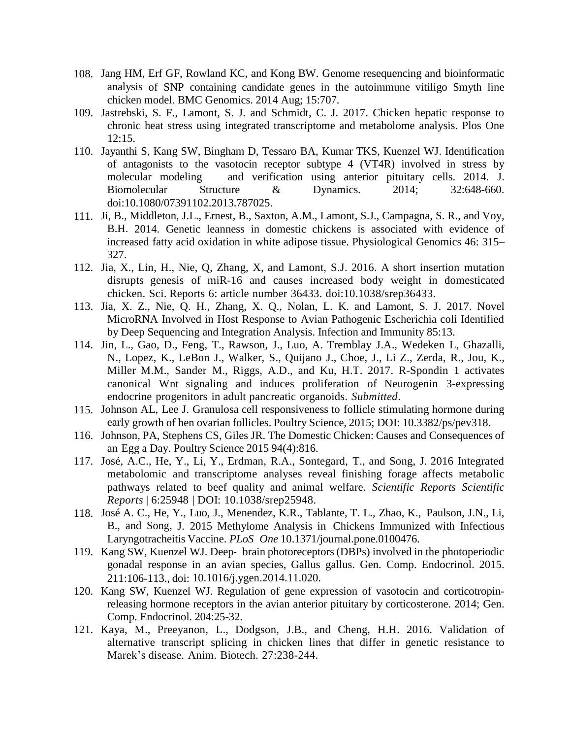108. Jang HM, Erf GF, Rowland KC, and Kong BW. Genome resequencing and bioinformatic analysis of SNP containing candidate genes in the autoimmune vitiligo Smyth line chicken model. BMC Genomics. 2014 Aug; 15:707.
109. Jastrebski, S. F., Lamont, S. J. and Schmidt, C. J. 2017. Chicken hepatic response to chronic heat stress using integrated transcriptome and metabolome analysis. Plos One 12:15.
110. Jayanthi S, Kang SW, Bingham D, Tessaro BA, Kumar TKS, Kuenzel WJ. Identification of antagonists to the vasotocin receptor subtype 4 (VT4R) involved in stress by molecular modeling and verification using anterior pituitary cells. 2014. J. Biomolecular Structure & Dynamics. 2014; 32:648-660. doi:10.1080/07391102.2013.787025.
111. Ji, B., Middleton, J.L., Ernest, B., Saxton, A.M., Lamont, S.J., Campagna, S. R., and Voy, B.H. 2014. Genetic leanness in domestic chickens is associated with evidence of increased fatty acid oxidation in white adipose tissue. Physiological Genomics 46: 315–327.
112. Jia, X., Lin, H., Nie, Q, Zhang, X, and Lamont, S.J. 2016. A short insertion mutation disrupts genesis of miR-16 and causes increased body weight in domesticated chicken. Sci. Reports 6: article number 36433. doi:10.1038/srep36433.
113. Jia, X. Z., Nie, Q. H., Zhang, X. Q., Nolan, L. K. and Lamont, S. J. 2017. Novel MicroRNA Involved in Host Response to Avian Pathogenic Escherichia coli Identified by Deep Sequencing and Integration Analysis. Infection and Immunity 85:13.
114. Jin, L., Gao, D., Feng, T., Rawson, J., Luo, A. Tremblay J.A., Wedeken L, Ghazalli, N., Lopez, K., LeBon J., Walker, S., Quijano J., Choe, J., Li Z., Zerda, R., Jou, K., Miller M.M., Sander M., Riggs, A.D., and Ku, H.T. 2017. R-Spondin 1 activates canonical Wnt signaling and induces proliferation of Neurogenin 3-expressing endocrine progenitors in adult pancreatic organoids. *Submitted*.
115. Johnson AL, Lee J. Granulosa cell responsiveness to follicle stimulating hormone during early growth of hen ovarian follicles. Poultry Science, 2015; DOI: 10.3382/ps/pev318.
116. Johnson, PA, Stephens CS, Giles JR. The Domestic Chicken: Causes and Consequences of an Egg a Day. Poultry Science 2015 94(4):816.
117. José, A.C., He, Y., Li, Y., Erdman, R.A., Sontegard, T., and Song, J. 2016 Integrated metabolomic and transcriptome analyses reveal finishing forage affects metabolic pathways related to beef quality and animal welfare. *Scientific Reports Scientific Reports* | 6:25948 | DOI: 10.1038/srep25948.
118. José A. C., He, Y., Luo, J., Menendez, K.R., Tablante, T. L., Zhao, K., Paulson, J.N., Li, B., and Song, J. 2015 Methylome Analysis in Chickens Immunized with Infectious Laryngotracheitis Vaccine. *PLoS One* 10.1371/journal.pone.0100476.
119. Kang SW, Kuenzel WJ. Deep- brain photoreceptors (DBPs) involved in the photoperiodic gonadal response in an avian species, Gallus gallus. Gen. Comp. Endocrinol. 2015. 211:106-113., doi: 10.1016/j.ygen.2014.11.020.
120. Kang SW, Kuenzel WJ. Regulation of gene expression of vasotocin and corticotropin-releasing hormone receptors in the avian anterior pituitary by corticosterone. 2014; Gen. Comp. Endocrinol. 204:25-32.
121. Kaya, M., Preeyanon, L., Dodgson, J.B., and Cheng, H.H. 2016. Validation of alternative transcript splicing in chicken lines that differ in genetic resistance to Marek's disease. Anim. Biotech. 27:238-244.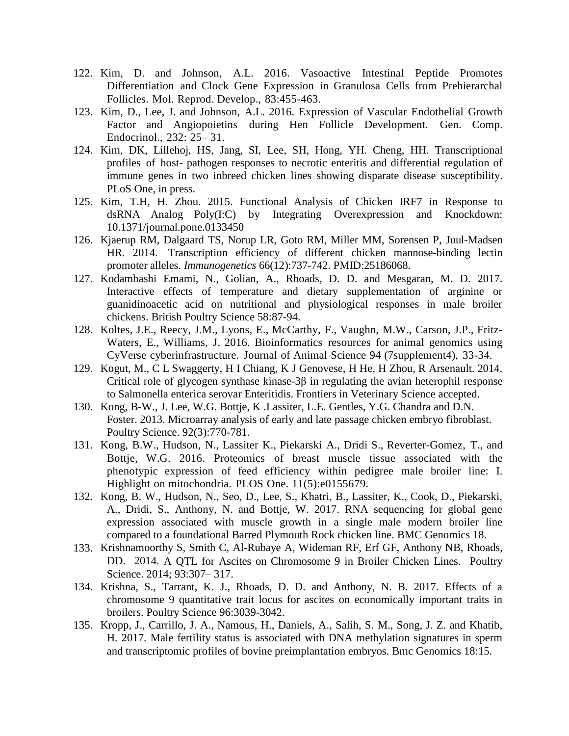122. Kim, D. and Johnson, A.L. 2016. Vasoactive Intestinal Peptide Promotes Differentiation and Clock Gene Expression in Granulosa Cells from Prehierarchal Follicles. Mol. Reprod. Develop., 83:455-463.
123. Kim, D., Lee, J. and Johnson, A.L. 2016. Expression of Vascular Endothelial Growth Factor and Angiopoietins during Hen Follicle Development. Gen. Comp. Endocrinol., 232: 25– 31.
124. Kim, DK, Lillehoj, HS, Jang, SI, Lee, SH, Hong, YH. Cheng, HH. Transcriptional profiles of host- pathogen responses to necrotic enteritis and differential regulation of immune genes in two inbreed chicken lines showing disparate disease susceptibility. PLoS One, in press.
125. Kim, T.H, H. Zhou. 2015. Functional Analysis of Chicken IRF7 in Response to dsRNA Analog Poly(I:C) by Integrating Overexpression and Knockdown: 10.1371/journal.pone.0133450
126. Kjaerup RM, Dalgaard TS, Norup LR, Goto RM, Miller MM, Sorensen P, Juul-Madsen HR. 2014. Transcription efficiency of different chicken mannose-binding lectin promoter alleles. *Immunogenetics* 66(12):737-742. PMID:25186068.
127. Kodambashi Emami, N., Golian, A., Rhoads, D. D. and Mesgaran, M. D. 2017. Interactive effects of temperature and dietary supplementation of arginine or guanidinoacetic acid on nutritional and physiological responses in male broiler chickens. British Poultry Science 58:87-94.
128. Koltes, J.E., Reecy, J.M., Lyons, E., McCarthy, F., Vaughn, M.W., Carson, J.P., Fritz-Waters, E., Williams, J. 2016. Bioinformatics resources for animal genomics using CyVerse cyberinfrastructure. Journal of Animal Science 94 (7supplement4), 33-34.
129. Kogut, M., C L Swaggerty, H I Chiang, K J Genovese, H He, H Zhou, R Arsenault. 2014. Critical role of glycogen synthase kinase-3β in regulating the avian heterophil response to Salmonella enterica serovar Enteritidis. Frontiers in Veterinary Science accepted.
130. Kong, B-W., J. Lee, W.G. Bottje, K .Lassiter, L.E. Gentles, Y.G. Chandra and D.N. Foster. 2013. Microarray analysis of early and late passage chicken embryo fibroblast. Poultry Science. 92(3):770-781.
131. Kong, B.W., Hudson, N., Lassiter K., Piekarski A., Dridi S., Reverter-Gomez, T., and Bottje, W.G. 2016. Proteomics of breast muscle tissue associated with the phenotypic expression of feed efficiency within pedigree male broiler line: I. Highlight on mitochondria. PLOS One. 11(5):e0155679.
132. Kong, B. W., Hudson, N., Seo, D., Lee, S., Khatri, B., Lassiter, K., Cook, D., Piekarski, A., Dridi, S., Anthony, N. and Bottje, W. 2017. RNA sequencing for global gene expression associated with muscle growth in a single male modern broiler line compared to a foundational Barred Plymouth Rock chicken line. BMC Genomics 18.
133. Krishnamoorthy S, Smith C, Al-Rubaye A, Wideman RF, Erf GF, Anthony NB, Rhoads, DD. 2014. A QTL for Ascites on Chromosome 9 in Broiler Chicken Lines. Poultry Science. 2014; 93:307– 317.
134. Krishna, S., Tarrant, K. J., Rhoads, D. D. and Anthony, N. B. 2017. Effects of a chromosome 9 quantitative trait locus for ascites on economically important traits in broilers. Poultry Science 96:3039-3042.
135. Kropp, J., Carrillo, J. A., Namous, H., Daniels, A., Salih, S. M., Song, J. Z. and Khatib, H. 2017. Male fertility status is associated with DNA methylation signatures in sperm and transcriptomic profiles of bovine preimplantation embryos. Bmc Genomics 18:15.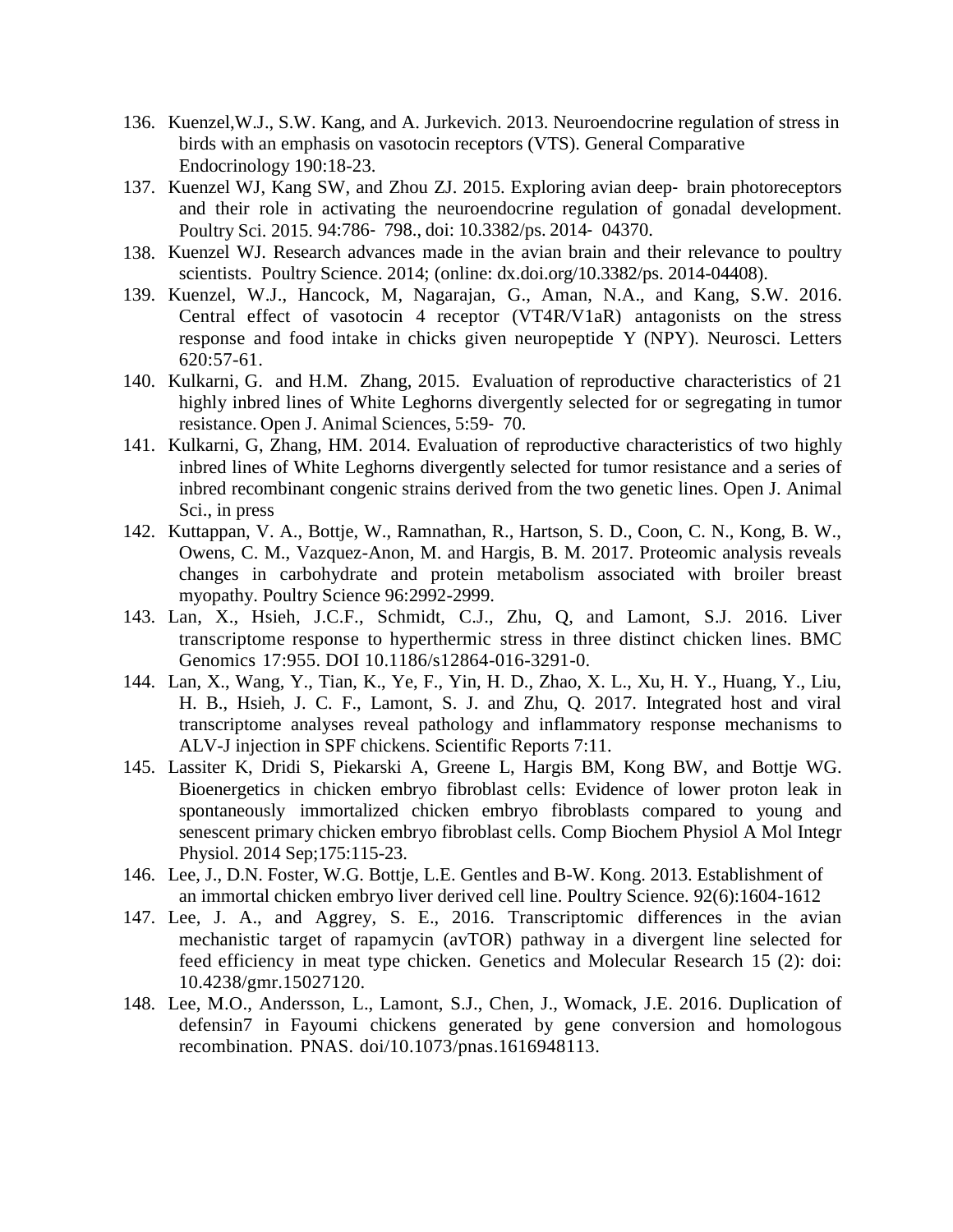136. Kuenzel,W.J., S.W. Kang, and A. Jurkevich. 2013. Neuroendocrine regulation of stress in birds with an emphasis on vasotocin receptors (VTS). General Comparative Endocrinology 190:18-23.
137. Kuenzel WJ, Kang SW, and Zhou ZJ. 2015. Exploring avian deep‐ brain photoreceptors and their role in activating the neuroendocrine regulation of gonadal development. Poultry Sci. 2015. 94:786‐ 798., doi: 10.3382/ps. 2014‐ 04370.
138. Kuenzel WJ. Research advances made in the avian brain and their relevance to poultry scientists. Poultry Science. 2014; (online: dx.doi.org/10.3382/ps. 2014-04408).
139. Kuenzel, W.J., Hancock, M, Nagarajan, G., Aman, N.A., and Kang, S.W. 2016. Central effect of vasotocin 4 receptor (VT4R/V1aR) antagonists on the stress response and food intake in chicks given neuropeptide Y (NPY). Neurosci. Letters 620:57-61.
140. Kulkarni, G. and H.M. Zhang, 2015. Evaluation of reproductive characteristics of 21 highly inbred lines of White Leghorns divergently selected for or segregating in tumor resistance. Open J. Animal Sciences, 5:59‐ 70.
141. Kulkarni, G, Zhang, HM. 2014. Evaluation of reproductive characteristics of two highly inbred lines of White Leghorns divergently selected for tumor resistance and a series of inbred recombinant congenic strains derived from the two genetic lines. Open J. Animal Sci., in press
142. Kuttappan, V. A., Bottje, W., Ramnathan, R., Hartson, S. D., Coon, C. N., Kong, B. W., Owens, C. M., Vazquez-Anon, M. and Hargis, B. M. 2017. Proteomic analysis reveals changes in carbohydrate and protein metabolism associated with broiler breast myopathy. Poultry Science 96:2992-2999.
143. Lan, X., Hsieh, J.C.F., Schmidt, C.J., Zhu, Q, and Lamont, S.J. 2016. Liver transcriptome response to hyperthermic stress in three distinct chicken lines. BMC Genomics 17:955. DOI 10.1186/s12864-016-3291-0.
144. Lan, X., Wang, Y., Tian, K., Ye, F., Yin, H. D., Zhao, X. L., Xu, H. Y., Huang, Y., Liu, H. B., Hsieh, J. C. F., Lamont, S. J. and Zhu, Q. 2017. Integrated host and viral transcriptome analyses reveal pathology and inflammatory response mechanisms to ALV-J injection in SPF chickens. Scientific Reports 7:11.
145. Lassiter K, Dridi S, Piekarski A, Greene L, Hargis BM, Kong BW, and Bottje WG. Bioenergetics in chicken embryo fibroblast cells: Evidence of lower proton leak in spontaneously immortalized chicken embryo fibroblasts compared to young and senescent primary chicken embryo fibroblast cells. Comp Biochem Physiol A Mol Integr Physiol. 2014 Sep;175:115-23.
146. Lee, J., D.N. Foster, W.G. Bottje, L.E. Gentles and B-W. Kong. 2013. Establishment of an immortal chicken embryo liver derived cell line. Poultry Science. 92(6):1604-1612
147. Lee, J. A., and Aggrey, S. E., 2016. Transcriptomic differences in the avian mechanistic target of rapamycin (avTOR) pathway in a divergent line selected for feed efficiency in meat type chicken. Genetics and Molecular Research 15 (2): doi: 10.4238/gmr.15027120.
148. Lee, M.O., Andersson, L., Lamont, S.J., Chen, J., Womack, J.E. 2016. Duplication of defensin7 in Fayoumi chickens generated by gene conversion and homologous recombination. PNAS. doi/10.1073/pnas.1616948113.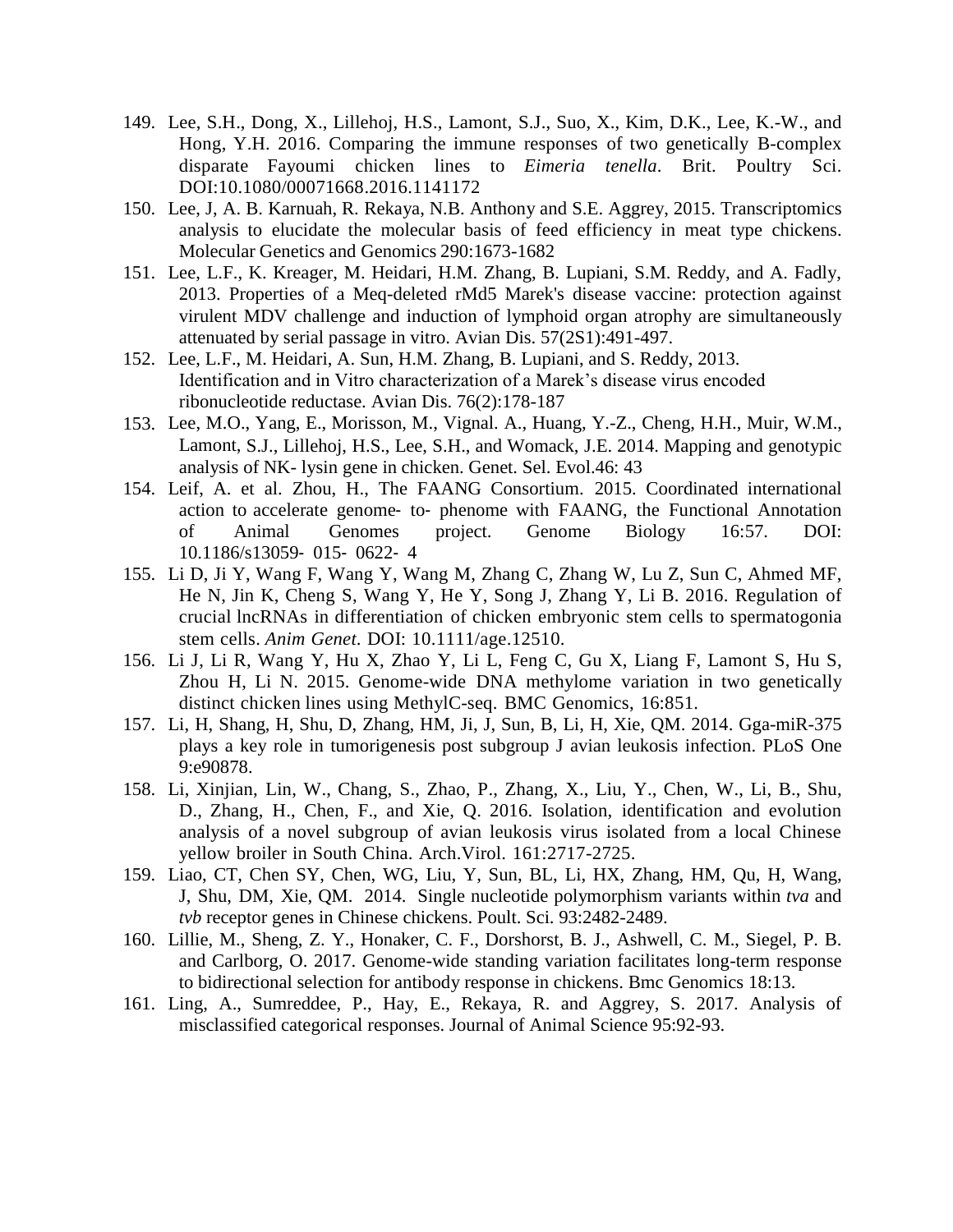149. Lee, S.H., Dong, X., Lillehoj, H.S., Lamont, S.J., Suo, X., Kim, D.K., Lee, K.-W., and Hong, Y.H. 2016. Comparing the immune responses of two genetically B-complex disparate Fayoumi chicken lines to *Eimeria tenella*. Brit. Poultry Sci. DOI:10.1080/00071668.2016.1141172
150. Lee, J, A. B. Karnuah, R. Rekaya, N.B. Anthony and S.E. Aggrey, 2015. Transcriptomics analysis to elucidate the molecular basis of feed efficiency in meat type chickens. Molecular Genetics and Genomics 290:1673-1682
151. Lee, L.F., K. Kreager, M. Heidari, H.M. Zhang, B. Lupiani, S.M. Reddy, and A. Fadly, 2013. Properties of a Meq-deleted rMd5 Marek's disease vaccine: protection against virulent MDV challenge and induction of lymphoid organ atrophy are simultaneously attenuated by serial passage in vitro. Avian Dis. 57(2S1):491-497.
152. Lee, L.F., M. Heidari, A. Sun, H.M. Zhang, B. Lupiani, and S. Reddy, 2013. Identification and in Vitro characterization of a Marek's disease virus encoded ribonucleotide reductase. Avian Dis. 76(2):178-187
153. Lee, M.O., Yang, E., Morisson, M., Vignal. A., Huang, Y.-Z., Cheng, H.H., Muir, W.M., Lamont, S.J., Lillehoj, H.S., Lee, S.H., and Womack, J.E. 2014. Mapping and genotypic analysis of NK- lysin gene in chicken. Genet. Sel. Evol.46: 43
154. Leif, A. et al. Zhou, H., The FAANG Consortium. 2015. Coordinated international action to accelerate genome- to- phenome with FAANG, the Functional Annotation of Animal Genomes project. Genome Biology 16:57. DOI: 10.1186/s13059- 015- 0622- 4
155. Li D, Ji Y, Wang F, Wang Y, Wang M, Zhang C, Zhang W, Lu Z, Sun C, Ahmed MF, He N, Jin K, Cheng S, Wang Y, He Y, Song J, Zhang Y, Li B. 2016. Regulation of crucial lncRNAs in differentiation of chicken embryonic stem cells to spermatogonia stem cells. *Anim Genet.* DOI: 10.1111/age.12510.
156. Li J, Li R, Wang Y, Hu X, Zhao Y, Li L, Feng C, Gu X, Liang F, Lamont S, Hu S, Zhou H, Li N. 2015. Genome-wide DNA methylome variation in two genetically distinct chicken lines using MethylC-seq. BMC Genomics, 16:851.
157. Li, H, Shang, H, Shu, D, Zhang, HM, Ji, J, Sun, B, Li, H, Xie, QM. 2014. Gga-miR-375 plays a key role in tumorigenesis post subgroup J avian leukosis infection. PLoS One 9:e90878.
158. Li, Xinjian, Lin, W., Chang, S., Zhao, P., Zhang, X., Liu, Y., Chen, W., Li, B., Shu, D., Zhang, H., Chen, F., and Xie, Q. 2016. Isolation, identification and evolution analysis of a novel subgroup of avian leukosis virus isolated from a local Chinese yellow broiler in South China. Arch.Virol. 161:2717-2725.
159. Liao, CT, Chen SY, Chen, WG, Liu, Y, Sun, BL, Li, HX, Zhang, HM, Qu, H, Wang, J, Shu, DM, Xie, QM. 2014. Single nucleotide polymorphism variants within *tva* and *tvb* receptor genes in Chinese chickens. Poult. Sci. 93:2482-2489.
160. Lillie, M., Sheng, Z. Y., Honaker, C. F., Dorshorst, B. J., Ashwell, C. M., Siegel, P. B. and Carlborg, O. 2017. Genome-wide standing variation facilitates long-term response to bidirectional selection for antibody response in chickens. Bmc Genomics 18:13.
161. Ling, A., Sumreddee, P., Hay, E., Rekaya, R. and Aggrey, S. 2017. Analysis of misclassified categorical responses. Journal of Animal Science 95:92-93.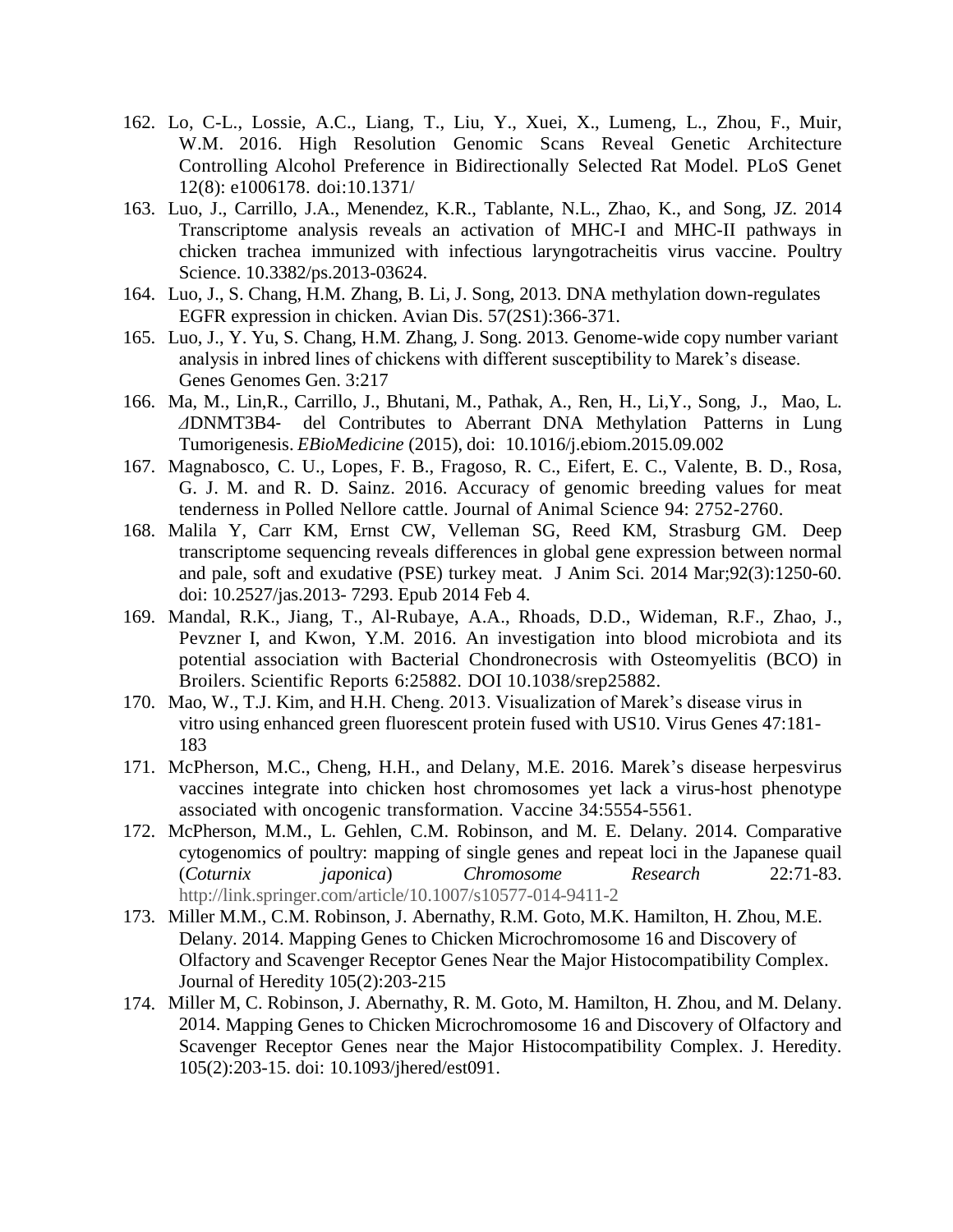162. Lo, C-L., Lossie, A.C., Liang, T., Liu, Y., Xuei, X., Lumeng, L., Zhou, F., Muir, W.M. 2016. High Resolution Genomic Scans Reveal Genetic Architecture Controlling Alcohol Preference in Bidirectionally Selected Rat Model. PLoS Genet 12(8): e1006178. doi:10.1371/
163. Luo, J., Carrillo, J.A., Menendez, K.R., Tablante, N.L., Zhao, K., and Song, JZ. 2014 Transcriptome analysis reveals an activation of MHC-I and MHC-II pathways in chicken trachea immunized with infectious laryngotracheitis virus vaccine. Poultry Science. 10.3382/ps.2013-03624.
164. Luo, J., S. Chang, H.M. Zhang, B. Li, J. Song, 2013. DNA methylation down-regulates EGFR expression in chicken. Avian Dis. 57(2S1):366-371.
165. Luo, J., Y. Yu, S. Chang, H.M. Zhang, J. Song. 2013. Genome-wide copy number variant analysis in inbred lines of chickens with different susceptibility to Marek's disease. Genes Genomes Gen. 3:217
166. Ma, M., Lin,R., Carrillo, J., Bhutani, M., Pathak, A., Ren, H., Li,Y., Song, J., Mao, L. *Δ*DNMT3B4- del Contributes to Aberrant DNA Methylation Patterns in Lung Tumorigenesis. *EBioMedicine* (2015), doi: 10.1016/j.ebiom.2015.09.002
167. Magnabosco, C. U., Lopes, F. B., Fragoso, R. C., Eifert, E. C., Valente, B. D., Rosa, G. J. M. and R. D. Sainz. 2016. Accuracy of genomic breeding values for meat tenderness in Polled Nellore cattle. Journal of Animal Science 94: 2752-2760.
168. Malila Y, Carr KM, Ernst CW, Velleman SG, Reed KM, Strasburg GM. Deep transcriptome sequencing reveals differences in global gene expression between normal and pale, soft and exudative (PSE) turkey meat. J Anim Sci. 2014 Mar;92(3):1250-60. doi: 10.2527/jas.2013- 7293. Epub 2014 Feb 4.
169. Mandal, R.K., Jiang, T., Al-Rubaye, A.A., Rhoads, D.D., Wideman, R.F., Zhao, J., Pevzner I, and Kwon, Y.M. 2016. An investigation into blood microbiota and its potential association with Bacterial Chondronecrosis with Osteomyelitis (BCO) in Broilers. Scientific Reports 6:25882. DOI 10.1038/srep25882.
170. Mao, W., T.J. Kim, and H.H. Cheng. 2013. Visualization of Marek's disease virus in vitro using enhanced green fluorescent protein fused with US10. Virus Genes 47:181-183
171. McPherson, M.C., Cheng, H.H., and Delany, M.E. 2016. Marek's disease herpesvirus vaccines integrate into chicken host chromosomes yet lack a virus-host phenotype associated with oncogenic transformation. Vaccine 34:5554-5561.
172. McPherson, M.M., L. Gehlen, C.M. Robinson, and M. E. Delany. 2014. Comparative cytogenomics of poultry: mapping of single genes and repeat loci in the Japanese quail (*Coturnix japonica*) *Chromosome Research* 22:71-83. http://link.springer.com/article/10.1007/s10577-014-9411-2
173. Miller M.M., C.M. Robinson, J. Abernathy, R.M. Goto, M.K. Hamilton, H. Zhou, M.E. Delany. 2014. Mapping Genes to Chicken Microchromosome 16 and Discovery of Olfactory and Scavenger Receptor Genes Near the Major Histocompatibility Complex. Journal of Heredity 105(2):203-215
174. Miller M, C. Robinson, J. Abernathy, R. M. Goto, M. Hamilton, H. Zhou, and M. Delany. 2014. Mapping Genes to Chicken Microchromosome 16 and Discovery of Olfactory and Scavenger Receptor Genes near the Major Histocompatibility Complex. J. Heredity. 105(2):203-15. doi: 10.1093/jhered/est091.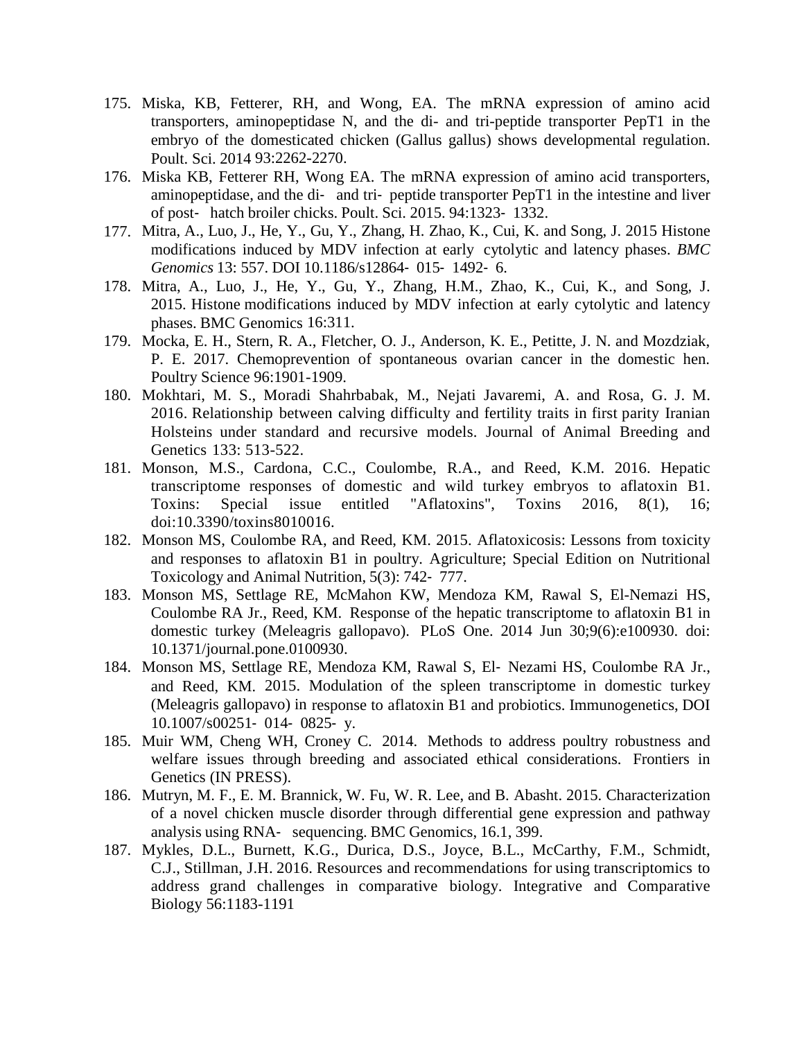175. Miska, KB, Fetterer, RH, and Wong, EA. The mRNA expression of amino acid transporters, aminopeptidase N, and the di- and tri-peptide transporter PepT1 in the embryo of the domesticated chicken (Gallus gallus) shows developmental regulation. Poult. Sci. 2014 93:2262-2270.
176. Miska KB, Fetterer RH, Wong EA. The mRNA expression of amino acid transporters, aminopeptidase, and the di- and tri- peptide transporter PepT1 in the intestine and liver of post- hatch broiler chicks. Poult. Sci. 2015. 94:1323- 1332.
177. Mitra, A., Luo, J., He, Y., Gu, Y., Zhang, H. Zhao, K., Cui, K. and Song, J. 2015 Histone modifications induced by MDV infection at early cytolytic and latency phases. *BMC Genomics* 13: 557. DOI 10.1186/s12864- 015- 1492- 6.
178. Mitra, A., Luo, J., He, Y., Gu, Y., Zhang, H.M., Zhao, K., Cui, K., and Song, J. 2015. Histone modifications induced by MDV infection at early cytolytic and latency phases. BMC Genomics 16:311.
179. Mocka, E. H., Stern, R. A., Fletcher, O. J., Anderson, K. E., Petitte, J. N. and Mozdziak, P. E. 2017. Chemoprevention of spontaneous ovarian cancer in the domestic hen. Poultry Science 96:1901-1909.
180. Mokhtari, M. S., Moradi Shahrbabak, M., Nejati Javaremi, A. and Rosa, G. J. M. 2016. Relationship between calving difficulty and fertility traits in first parity Iranian Holsteins under standard and recursive models. Journal of Animal Breeding and Genetics 133: 513-522.
181. Monson, M.S., Cardona, C.C., Coulombe, R.A., and Reed, K.M. 2016. Hepatic transcriptome responses of domestic and wild turkey embryos to aflatoxin B1. Toxins: Special issue entitled "Aflatoxins", Toxins 2016, 8(1), 16; doi:10.3390/toxins8010016.
182. Monson MS, Coulombe RA, and Reed, KM. 2015. Aflatoxicosis: Lessons from toxicity and responses to aflatoxin B1 in poultry. Agriculture; Special Edition on Nutritional Toxicology and Animal Nutrition, 5(3): 742- 777.
183. Monson MS, Settlage RE, McMahon KW, Mendoza KM, Rawal S, El-Nemazi HS, Coulombe RA Jr., Reed, KM. Response of the hepatic transcriptome to aflatoxin B1 in domestic turkey (Meleagris gallopavo). PLoS One. 2014 Jun 30;9(6):e100930. doi: 10.1371/journal.pone.0100930.
184. Monson MS, Settlage RE, Mendoza KM, Rawal S, El- Nezami HS, Coulombe RA Jr., and Reed, KM. 2015. Modulation of the spleen transcriptome in domestic turkey (Meleagris gallopavo) in response to aflatoxin B1 and probiotics. Immunogenetics, DOI 10.1007/s00251- 014- 0825- y.
185. Muir WM, Cheng WH, Croney C. 2014. Methods to address poultry robustness and welfare issues through breeding and associated ethical considerations. Frontiers in Genetics (IN PRESS).
186. Mutryn, M. F., E. M. Brannick, W. Fu, W. R. Lee, and B. Abasht. 2015. Characterization of a novel chicken muscle disorder through differential gene expression and pathway analysis using RNA- sequencing. BMC Genomics, 16.1, 399.
187. Mykles, D.L., Burnett, K.G., Durica, D.S., Joyce, B.L., McCarthy, F.M., Schmidt, C.J., Stillman, J.H. 2016. Resources and recommendations for using transcriptomics to address grand challenges in comparative biology. Integrative and Comparative Biology 56:1183-1191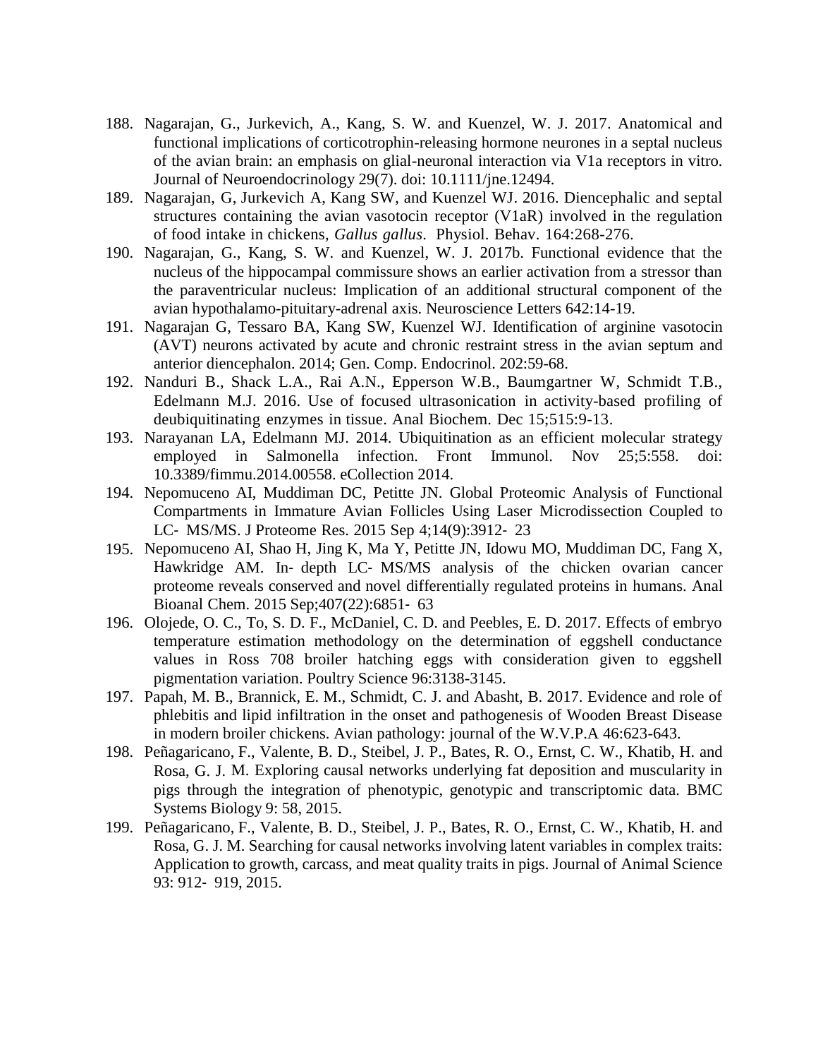188. Nagarajan, G., Jurkevich, A., Kang, S. W. and Kuenzel, W. J. 2017. Anatomical and functional implications of corticotrophin-releasing hormone neurones in a septal nucleus of the avian brain: an emphasis on glial-neuronal interaction via V1a receptors in vitro. Journal of Neuroendocrinology 29(7). doi: 10.1111/jne.12494.
189. Nagarajan, G, Jurkevich A, Kang SW, and Kuenzel WJ. 2016. Diencephalic and septal structures containing the avian vasotocin receptor (V1aR) involved in the regulation of food intake in chickens, *Gallus gallus*. Physiol. Behav. 164:268-276.
190. Nagarajan, G., Kang, S. W. and Kuenzel, W. J. 2017b. Functional evidence that the nucleus of the hippocampal commissure shows an earlier activation from a stressor than the paraventricular nucleus: Implication of an additional structural component of the avian hypothalamo-pituitary-adrenal axis. Neuroscience Letters 642:14-19.
191. Nagarajan G, Tessaro BA, Kang SW, Kuenzel WJ. Identification of arginine vasotocin (AVT) neurons activated by acute and chronic restraint stress in the avian septum and anterior diencephalon. 2014; Gen. Comp. Endocrinol. 202:59-68.
192. Nanduri B., Shack L.A., Rai A.N., Epperson W.B., Baumgartner W, Schmidt T.B., Edelmann M.J. 2016. Use of focused ultrasonication in activity-based profiling of deubiquitinating enzymes in tissue. Anal Biochem. Dec 15;515:9-13.
193. Narayanan LA, Edelmann MJ. 2014. Ubiquitination as an efficient molecular strategy employed in Salmonella infection. Front Immunol. Nov 25;5:558. doi: 10.3389/fimmu.2014.00558. eCollection 2014.
194. Nepomuceno AI, Muddiman DC, Petitte JN. Global Proteomic Analysis of Functional Compartments in Immature Avian Follicles Using Laser Microdissection Coupled to LC- MS/MS. J Proteome Res. 2015 Sep 4;14(9):3912- 23
195. Nepomuceno AI, Shao H, Jing K, Ma Y, Petitte JN, Idowu MO, Muddiman DC, Fang X, Hawkridge AM. In- depth LC- MS/MS analysis of the chicken ovarian cancer proteome reveals conserved and novel differentially regulated proteins in humans. Anal Bioanal Chem. 2015 Sep;407(22):6851- 63
196. Olojede, O. C., To, S. D. F., McDaniel, C. D. and Peebles, E. D. 2017. Effects of embryo temperature estimation methodology on the determination of eggshell conductance values in Ross 708 broiler hatching eggs with consideration given to eggshell pigmentation variation. Poultry Science 96:3138-3145.
197. Papah, M. B., Brannick, E. M., Schmidt, C. J. and Abasht, B. 2017. Evidence and role of phlebitis and lipid infiltration in the onset and pathogenesis of Wooden Breast Disease in modern broiler chickens. Avian pathology: journal of the W.V.P.A 46:623-643.
198. Peñagaricano, F., Valente, B. D., Steibel, J. P., Bates, R. O., Ernst, C. W., Khatib, H. and Rosa, G. J. M. Exploring causal networks underlying fat deposition and muscularity in pigs through the integration of phenotypic, genotypic and transcriptomic data. BMC Systems Biology 9: 58, 2015.
199. Peñagaricano, F., Valente, B. D., Steibel, J. P., Bates, R. O., Ernst, C. W., Khatib, H. and Rosa, G. J. M. Searching for causal networks involving latent variables in complex traits: Application to growth, carcass, and meat quality traits in pigs. Journal of Animal Science 93: 912- 919, 2015.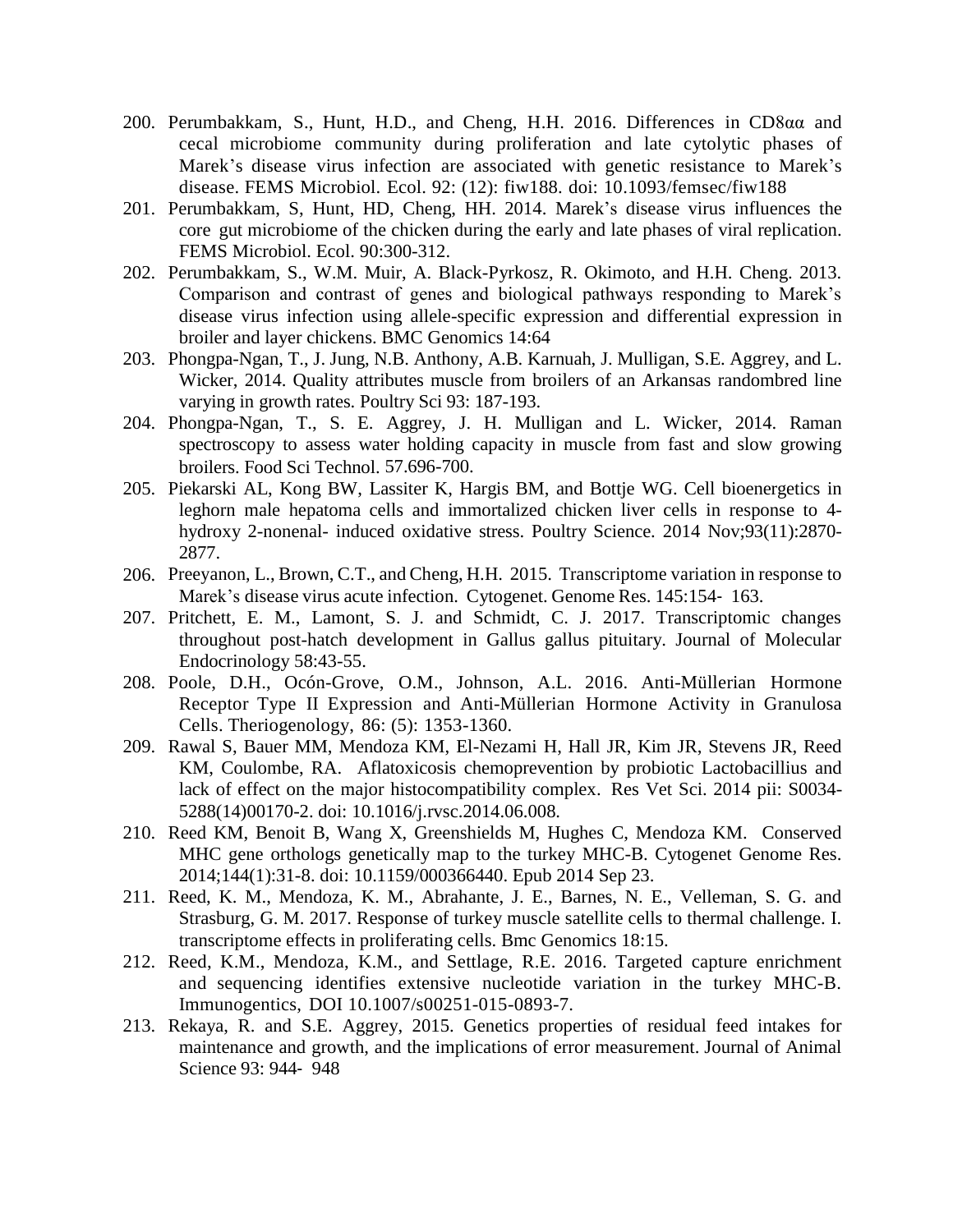200. Perumbakkam, S., Hunt, H.D., and Cheng, H.H. 2016. Differences in CD8αα and cecal microbiome community during proliferation and late cytolytic phases of Marek's disease virus infection are associated with genetic resistance to Marek's disease. FEMS Microbiol. Ecol. 92: (12): fiw188. doi: 10.1093/femsec/fiw188
201. Perumbakkam, S, Hunt, HD, Cheng, HH. 2014. Marek's disease virus influences the core gut microbiome of the chicken during the early and late phases of viral replication. FEMS Microbiol. Ecol. 90:300-312.
202. Perumbakkam, S., W.M. Muir, A. Black-Pyrkosz, R. Okimoto, and H.H. Cheng. 2013. Comparison and contrast of genes and biological pathways responding to Marek's disease virus infection using allele-specific expression and differential expression in broiler and layer chickens. BMC Genomics 14:64
203. Phongpa-Ngan, T., J. Jung, N.B. Anthony, A.B. Karnuah, J. Mulligan, S.E. Aggrey, and L. Wicker, 2014. Quality attributes muscle from broilers of an Arkansas randombred line varying in growth rates. Poultry Sci 93: 187-193.
204. Phongpa-Ngan, T., S. E. Aggrey, J. H. Mulligan and L. Wicker, 2014. Raman spectroscopy to assess water holding capacity in muscle from fast and slow growing broilers. Food Sci Technol. 57.696-700.
205. Piekarski AL, Kong BW, Lassiter K, Hargis BM, and Bottje WG. Cell bioenergetics in leghorn male hepatoma cells and immortalized chicken liver cells in response to 4-hydroxy 2-nonenal- induced oxidative stress. Poultry Science. 2014 Nov;93(11):2870-2877.
206. Preeyanon, L., Brown, C.T., and Cheng, H.H. 2015. Transcriptome variation in response to Marek's disease virus acute infection. Cytogenet. Genome Res. 145:154- 163.
207. Pritchett, E. M., Lamont, S. J. and Schmidt, C. J. 2017. Transcriptomic changes throughout post-hatch development in Gallus gallus pituitary. Journal of Molecular Endocrinology 58:43-55.
208. Poole, D.H., Ocón-Grove, O.M., Johnson, A.L. 2016. Anti-Müllerian Hormone Receptor Type II Expression and Anti-Müllerian Hormone Activity in Granulosa Cells. Theriogenology, 86: (5): 1353-1360.
209. Rawal S, Bauer MM, Mendoza KM, El-Nezami H, Hall JR, Kim JR, Stevens JR, Reed KM, Coulombe, RA. Aflatoxicosis chemoprevention by probiotic Lactobacillius and lack of effect on the major histocompatibility complex. Res Vet Sci. 2014 pii: S0034-5288(14)00170-2. doi: 10.1016/j.rvsc.2014.06.008.
210. Reed KM, Benoit B, Wang X, Greenshields M, Hughes C, Mendoza KM. Conserved MHC gene orthologs genetically map to the turkey MHC-B. Cytogenet Genome Res. 2014;144(1):31-8. doi: 10.1159/000366440. Epub 2014 Sep 23.
211. Reed, K. M., Mendoza, K. M., Abrahante, J. E., Barnes, N. E., Velleman, S. G. and Strasburg, G. M. 2017. Response of turkey muscle satellite cells to thermal challenge. I. transcriptome effects in proliferating cells. Bmc Genomics 18:15.
212. Reed, K.M., Mendoza, K.M., and Settlage, R.E. 2016. Targeted capture enrichment and sequencing identifies extensive nucleotide variation in the turkey MHC-B. Immunogentics, DOI 10.1007/s00251-015-0893-7.
213. Rekaya, R. and S.E. Aggrey, 2015. Genetics properties of residual feed intakes for maintenance and growth, and the implications of error measurement. Journal of Animal Science 93: 944- 948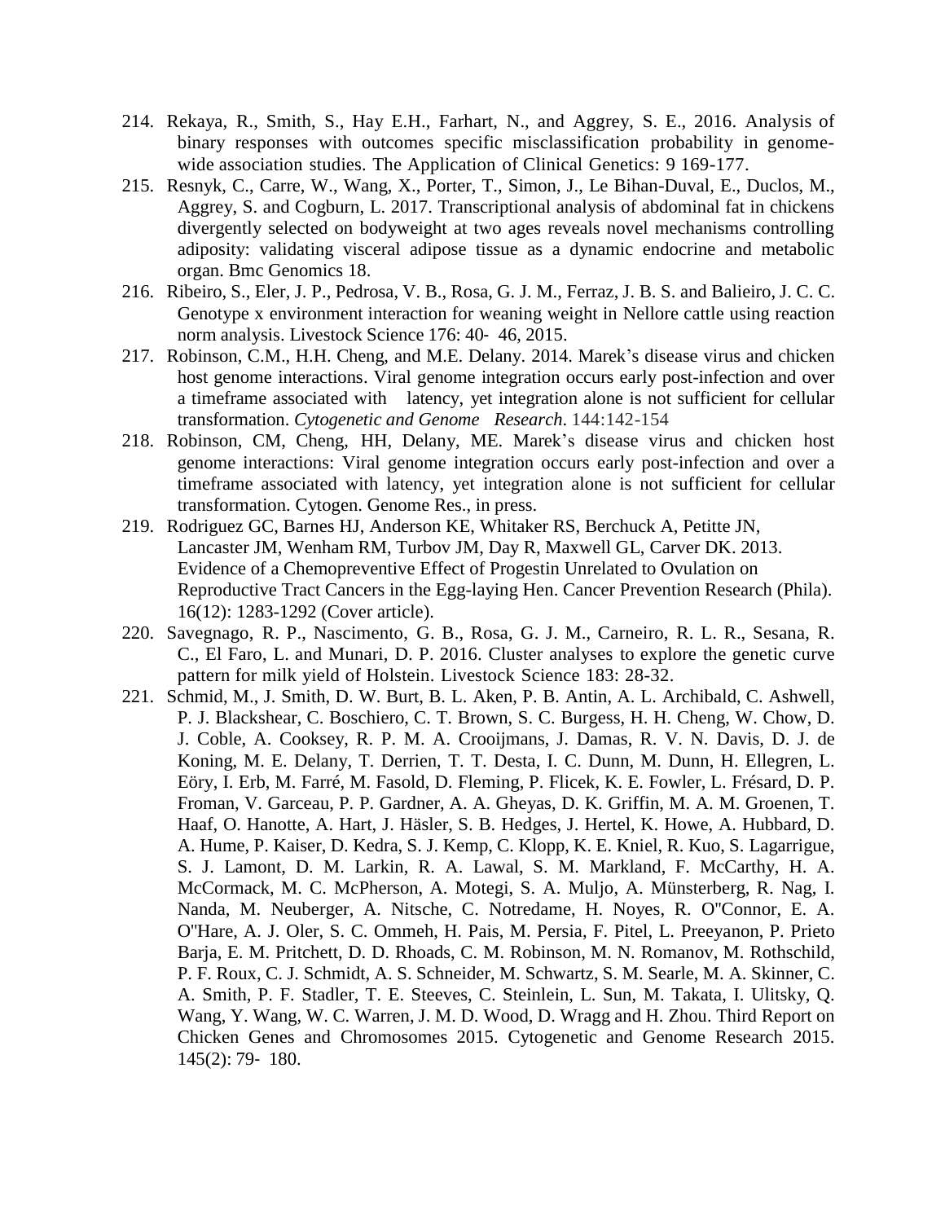214. Rekaya, R., Smith, S., Hay E.H., Farhart, N., and Aggrey, S. E., 2016. Analysis of binary responses with outcomes specific misclassification probability in genome-wide association studies. The Application of Clinical Genetics: 9 169-177.
215. Resnyk, C., Carre, W., Wang, X., Porter, T., Simon, J., Le Bihan-Duval, E., Duclos, M., Aggrey, S. and Cogburn, L. 2017. Transcriptional analysis of abdominal fat in chickens divergently selected on bodyweight at two ages reveals novel mechanisms controlling adiposity: validating visceral adipose tissue as a dynamic endocrine and metabolic organ. Bmc Genomics 18.
216. Ribeiro, S., Eler, J. P., Pedrosa, V. B., Rosa, G. J. M., Ferraz, J. B. S. and Balieiro, J. C. C. Genotype x environment interaction for weaning weight in Nellore cattle using reaction norm analysis. Livestock Science 176: 40- 46, 2015.
217. Robinson, C.M., H.H. Cheng, and M.E. Delany. 2014. Marek's disease virus and chicken host genome interactions. Viral genome integration occurs early post-infection and over a timeframe associated with latency, yet integration alone is not sufficient for cellular transformation. *Cytogenetic and Genome Research*. 144:142-154
218. Robinson, CM, Cheng, HH, Delany, ME. Marek's disease virus and chicken host genome interactions: Viral genome integration occurs early post-infection and over a timeframe associated with latency, yet integration alone is not sufficient for cellular transformation. Cytogen. Genome Res., in press.
219. Rodriguez GC, Barnes HJ, Anderson KE, Whitaker RS, Berchuck A, Petitte JN, Lancaster JM, Wenham RM, Turbov JM, Day R, Maxwell GL, Carver DK. 2013. Evidence of a Chemopreventive Effect of Progestin Unrelated to Ovulation on Reproductive Tract Cancers in the Egg-laying Hen. Cancer Prevention Research (Phila). 16(12): 1283-1292 (Cover article).
220. Savegnago, R. P., Nascimento, G. B., Rosa, G. J. M., Carneiro, R. L. R., Sesana, R. C., El Faro, L. and Munari, D. P. 2016. Cluster analyses to explore the genetic curve pattern for milk yield of Holstein. Livestock Science 183: 28-32.
221. Schmid, M., J. Smith, D. W. Burt, B. L. Aken, P. B. Antin, A. L. Archibald, C. Ashwell, P. J. Blackshear, C. Boschiero, C. T. Brown, S. C. Burgess, H. H. Cheng, W. Chow, D. J. Coble, A. Cooksey, R. P. M. A. Crooijmans, J. Damas, R. V. N. Davis, D. J. de Koning, M. E. Delany, T. Derrien, T. T. Desta, I. C. Dunn, M. Dunn, H. Ellegren, L. Eöry, I. Erb, M. Farré, M. Fasold, D. Fleming, P. Flicek, K. E. Fowler, L. Frésard, D. P. Froman, V. Garceau, P. P. Gardner, A. A. Gheyas, D. K. Griffin, M. A. M. Groenen, T. Haaf, O. Hanotte, A. Hart, J. Häsler, S. B. Hedges, J. Hertel, K. Howe, A. Hubbard, D. A. Hume, P. Kaiser, D. Kedra, S. J. Kemp, C. Klopp, K. E. Kniel, R. Kuo, S. Lagarrigue, S. J. Lamont, D. M. Larkin, R. A. Lawal, S. M. Markland, F. McCarthy, H. A. McCormack, M. C. McPherson, A. Motegi, S. A. Muljo, A. Münsterberg, R. Nag, I. Nanda, M. Neuberger, A. Nitsche, C. Notredame, H. Noyes, R. O''Connor, E. A. O''Hare, A. J. Oler, S. C. Ommeh, H. Pais, M. Persia, F. Pitel, L. Preeyanon, P. Prieto Barja, E. M. Pritchett, D. D. Rhoads, C. M. Robinson, M. N. Romanov, M. Rothschild, P. F. Roux, C. J. Schmidt, A. S. Schneider, M. Schwartz, S. M. Searle, M. A. Skinner, C. A. Smith, P. F. Stadler, T. E. Steeves, C. Steinlein, L. Sun, M. Takata, I. Ulitsky, Q. Wang, Y. Wang, W. C. Warren, J. M. D. Wood, D. Wragg and H. Zhou. Third Report on Chicken Genes and Chromosomes 2015. Cytogenetic and Genome Research 2015. 145(2): 79- 180.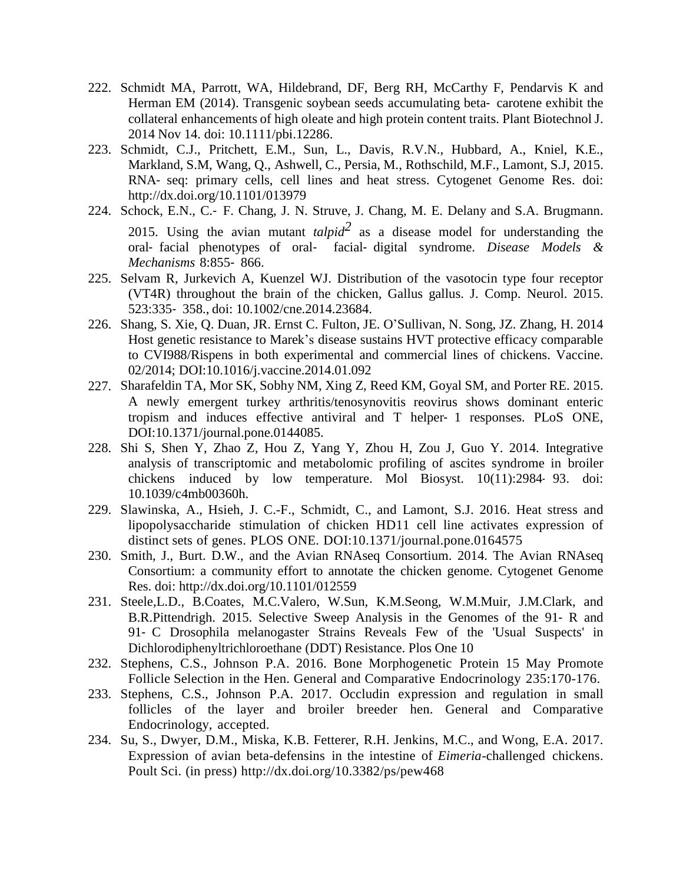222. Schmidt MA, Parrott, WA, Hildebrand, DF, Berg RH, McCarthy F, Pendarvis K and Herman EM (2014). Transgenic soybean seeds accumulating beta- carotene exhibit the collateral enhancements of high oleate and high protein content traits. Plant Biotechnol J. 2014 Nov 14. doi: 10.1111/pbi.12286.
223. Schmidt, C.J., Pritchett, E.M., Sun, L., Davis, R.V.N., Hubbard, A., Kniel, K.E., Markland, S.M, Wang, Q., Ashwell, C., Persia, M., Rothschild, M.F., Lamont, S.J, 2015. RNA- seq: primary cells, cell lines and heat stress. Cytogenet Genome Res. doi: http://dx.doi.org/10.1101/013979
224. Schock, E.N., C.- F. Chang, J. N. Struve, J. Chang, M. E. Delany and S.A. Brugmann. 2015. Using the avian mutant *talpid*$^2$ as a disease model for understanding the oral- facial phenotypes of oral- facial- digital syndrome. *Disease Models & Mechanisms* 8:855- 866.
225. Selvam R, Jurkevich A, Kuenzel WJ. Distribution of the vasotocin type four receptor (VT4R) throughout the brain of the chicken, Gallus gallus. J. Comp. Neurol. 2015. 523:335- 358., doi: 10.1002/cne.2014.23684.
226. Shang, S. Xie, Q. Duan, JR. Ernst C. Fulton, JE. O'Sullivan, N. Song, JZ. Zhang, H. 2014 Host genetic resistance to Marek's disease sustains HVT protective efficacy comparable to CVI988/Rispens in both experimental and commercial lines of chickens. Vaccine. 02/2014; DOI:10.1016/j.vaccine.2014.01.092
227. Sharafeldin TA, Mor SK, Sobhy NM, Xing Z, Reed KM, Goyal SM, and Porter RE. 2015. A newly emergent turkey arthritis/tenosynovitis reovirus shows dominant enteric tropism and induces effective antiviral and T helper- 1 responses. PLoS ONE, DOI:10.1371/journal.pone.0144085.
228. Shi S, Shen Y, Zhao Z, Hou Z, Yang Y, Zhou H, Zou J, Guo Y. 2014. Integrative analysis of transcriptomic and metabolomic profiling of ascites syndrome in broiler chickens induced by low temperature. Mol Biosyst. 10(11):2984- 93. doi: 10.1039/c4mb00360h.
229. Slawinska, A., Hsieh, J. C.-F., Schmidt, C., and Lamont, S.J. 2016. Heat stress and lipopolysaccharide stimulation of chicken HD11 cell line activates expression of distinct sets of genes. PLOS ONE. DOI:10.1371/journal.pone.0164575
230. Smith, J., Burt. D.W., and the Avian RNAseq Consortium. 2014. The Avian RNAseq Consortium: a community effort to annotate the chicken genome. Cytogenet Genome Res. doi: http://dx.doi.org/10.1101/012559
231. Steele,L.D., B.Coates, M.C.Valero, W.Sun, K.M.Seong, W.M.Muir, J.M.Clark, and B.R.Pittendrigh. 2015. Selective Sweep Analysis in the Genomes of the 91- R and 91- C Drosophila melanogaster Strains Reveals Few of the 'Usual Suspects' in Dichlorodiphenyltrichloroethane (DDT) Resistance. Plos One 10
232. Stephens, C.S., Johnson P.A. 2016. Bone Morphogenetic Protein 15 May Promote Follicle Selection in the Hen. General and Comparative Endocrinology 235:170-176.
233. Stephens, C.S., Johnson P.A. 2017. Occludin expression and regulation in small follicles of the layer and broiler breeder hen. General and Comparative Endocrinology, accepted.
234. Su, S., Dwyer, D.M., Miska, K.B. Fetterer, R.H. Jenkins, M.C., and Wong, E.A. 2017. Expression of avian beta-defensins in the intestine of *Eimeria*-challenged chickens. Poult Sci. (in press) http://dx.doi.org/10.3382/ps/pew468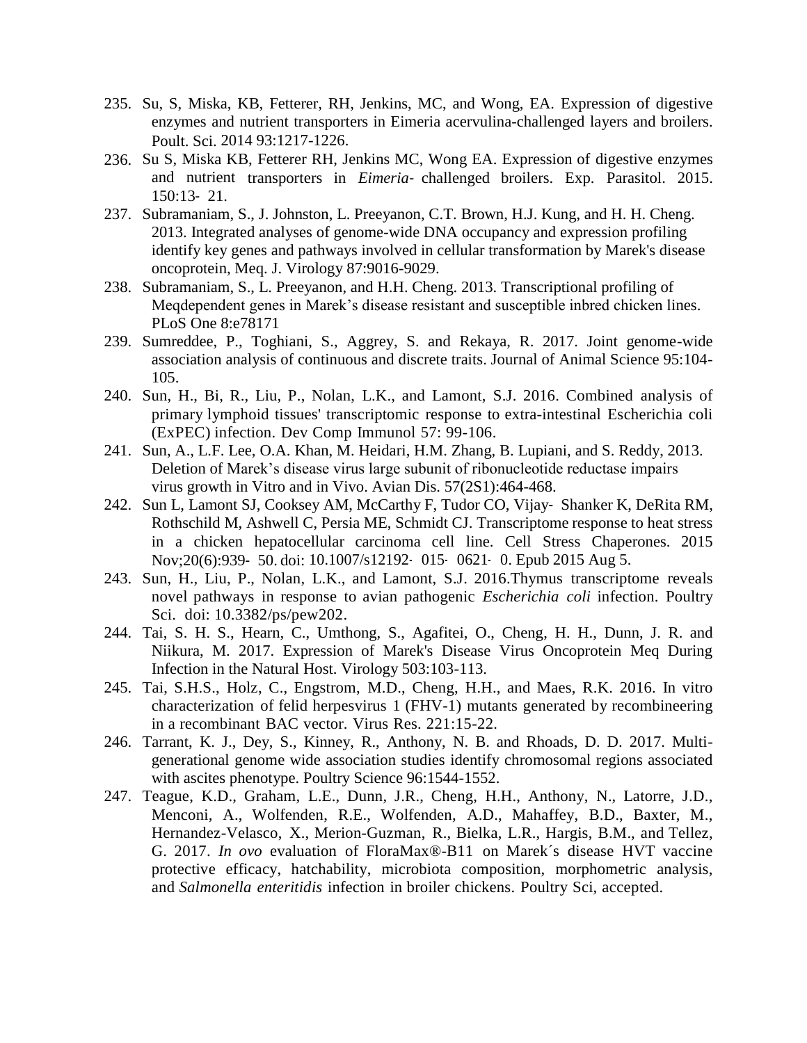235. Su, S, Miska, KB, Fetterer, RH, Jenkins, MC, and Wong, EA. Expression of digestive enzymes and nutrient transporters in Eimeria acervulina-challenged layers and broilers. Poult. Sci. 2014 93:1217-1226.
236. Su S, Miska KB, Fetterer RH, Jenkins MC, Wong EA. Expression of digestive enzymes and nutrient transporters in *Eimeria*- challenged broilers. Exp. Parasitol. 2015. 150:13- 21.
237. Subramaniam, S., J. Johnston, L. Preeyanon, C.T. Brown, H.J. Kung, and H. H. Cheng. 2013. Integrated analyses of genome-wide DNA occupancy and expression profiling identify key genes and pathways involved in cellular transformation by Marek's disease oncoprotein, Meq. J. Virology 87:9016-9029.
238. Subramaniam, S., L. Preeyanon, and H.H. Cheng. 2013. Transcriptional profiling of Meqdependent genes in Marek's disease resistant and susceptible inbred chicken lines. PLoS One 8:e78171
239. Sumreddee, P., Toghiani, S., Aggrey, S. and Rekaya, R. 2017. Joint genome-wide association analysis of continuous and discrete traits. Journal of Animal Science 95:104-105.
240. Sun, H., Bi, R., Liu, P., Nolan, L.K., and Lamont, S.J. 2016. Combined analysis of primary lymphoid tissues' transcriptomic response to extra-intestinal Escherichia coli (ExPEC) infection. Dev Comp Immunol 57: 99-106.
241. Sun, A., L.F. Lee, O.A. Khan, M. Heidari, H.M. Zhang, B. Lupiani, and S. Reddy, 2013. Deletion of Marek's disease virus large subunit of ribonucleotide reductase impairs virus growth in Vitro and in Vivo. Avian Dis. 57(2S1):464-468.
242. Sun L, Lamont SJ, Cooksey AM, McCarthy F, Tudor CO, Vijay- Shanker K, DeRita RM, Rothschild M, Ashwell C, Persia ME, Schmidt CJ. Transcriptome response to heat stress in a chicken hepatocellular carcinoma cell line. Cell Stress Chaperones. 2015 Nov;20(6):939- 50. doi: 10.1007/s12192- 015- 0621- 0. Epub 2015 Aug 5.
243. Sun, H., Liu, P., Nolan, L.K., and Lamont, S.J. 2016.Thymus transcriptome reveals novel pathways in response to avian pathogenic *Escherichia coli* infection. Poultry Sci. doi: 10.3382/ps/pew202.
244. Tai, S. H. S., Hearn, C., Umthong, S., Agafitei, O., Cheng, H. H., Dunn, J. R. and Niikura, M. 2017. Expression of Marek's Disease Virus Oncoprotein Meq During Infection in the Natural Host. Virology 503:103-113.
245. Tai, S.H.S., Holz, C., Engstrom, M.D., Cheng, H.H., and Maes, R.K. 2016. In vitro characterization of felid herpesvirus 1 (FHV-1) mutants generated by recombineering in a recombinant BAC vector. Virus Res. 221:15-22.
246. Tarrant, K. J., Dey, S., Kinney, R., Anthony, N. B. and Rhoads, D. D. 2017. Multi-generational genome wide association studies identify chromosomal regions associated with ascites phenotype. Poultry Science 96:1544-1552.
247. Teague, K.D., Graham, L.E., Dunn, J.R., Cheng, H.H., Anthony, N., Latorre, J.D., Menconi, A., Wolfenden, R.E., Wolfenden, A.D., Mahaffey, B.D., Baxter, M., Hernandez-Velasco, X., Merion-Guzman, R., Bielka, L.R., Hargis, B.M., and Tellez, G. 2017. *In ovo* evaluation of FloraMax®-B11 on Marek´s disease HVT vaccine protective efficacy, hatchability, microbiota composition, morphometric analysis, and *Salmonella enteritidis* infection in broiler chickens. Poultry Sci, accepted.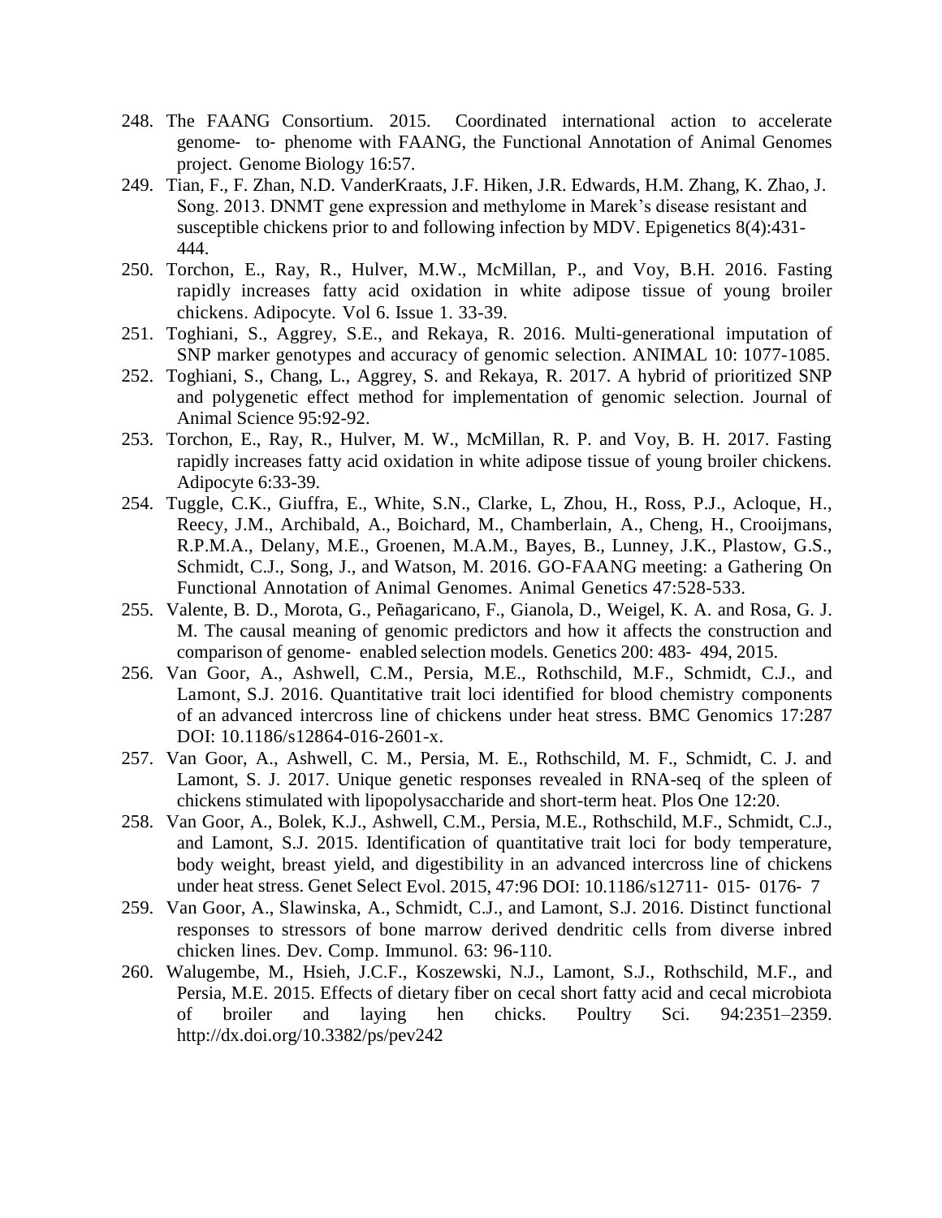248. The FAANG Consortium. 2015. Coordinated international action to accelerate genome- to- phenome with FAANG, the Functional Annotation of Animal Genomes project. Genome Biology 16:57.
249. Tian, F., F. Zhan, N.D. VanderKraats, J.F. Hiken, J.R. Edwards, H.M. Zhang, K. Zhao, J. Song. 2013. DNMT gene expression and methylome in Marek's disease resistant and susceptible chickens prior to and following infection by MDV. Epigenetics 8(4):431-444.
250. Torchon, E., Ray, R., Hulver, M.W., McMillan, P., and Voy, B.H. 2016. Fasting rapidly increases fatty acid oxidation in white adipose tissue of young broiler chickens. Adipocyte. Vol 6. Issue 1. 33-39.
251. Toghiani, S., Aggrey, S.E., and Rekaya, R. 2016. Multi-generational imputation of SNP marker genotypes and accuracy of genomic selection. ANIMAL 10: 1077-1085.
252. Toghiani, S., Chang, L., Aggrey, S. and Rekaya, R. 2017. A hybrid of prioritized SNP and polygenetic effect method for implementation of genomic selection. Journal of Animal Science 95:92-92.
253. Torchon, E., Ray, R., Hulver, M. W., McMillan, R. P. and Voy, B. H. 2017. Fasting rapidly increases fatty acid oxidation in white adipose tissue of young broiler chickens. Adipocyte 6:33-39.
254. Tuggle, C.K., Giuffra, E., White, S.N., Clarke, L, Zhou, H., Ross, P.J., Acloque, H., Reecy, J.M., Archibald, A., Boichard, M., Chamberlain, A., Cheng, H., Crooijmans, R.P.M.A., Delany, M.E., Groenen, M.A.M., Bayes, B., Lunney, J.K., Plastow, G.S., Schmidt, C.J., Song, J., and Watson, M. 2016. GO-FAANG meeting: a Gathering On Functional Annotation of Animal Genomes. Animal Genetics 47:528-533.
255. Valente, B. D., Morota, G., Peñagaricano, F., Gianola, D., Weigel, K. A. and Rosa, G. J. M. The causal meaning of genomic predictors and how it affects the construction and comparison of genome- enabled selection models. Genetics 200: 483- 494, 2015.
256. Van Goor, A., Ashwell, C.M., Persia, M.E., Rothschild, M.F., Schmidt, C.J., and Lamont, S.J. 2016. Quantitative trait loci identified for blood chemistry components of an advanced intercross line of chickens under heat stress. BMC Genomics 17:287 DOI: 10.1186/s12864-016-2601-x.
257. Van Goor, A., Ashwell, C. M., Persia, M. E., Rothschild, M. F., Schmidt, C. J. and Lamont, S. J. 2017. Unique genetic responses revealed in RNA-seq of the spleen of chickens stimulated with lipopolysaccharide and short-term heat. Plos One 12:20.
258. Van Goor, A., Bolek, K.J., Ashwell, C.M., Persia, M.E., Rothschild, M.F., Schmidt, C.J., and Lamont, S.J. 2015. Identification of quantitative trait loci for body temperature, body weight, breast yield, and digestibility in an advanced intercross line of chickens under heat stress. Genet Select Evol. 2015, 47:96 DOI: 10.1186/s12711- 015- 0176- 7
259. Van Goor, A., Slawinska, A., Schmidt, C.J., and Lamont, S.J. 2016. Distinct functional responses to stressors of bone marrow derived dendritic cells from diverse inbred chicken lines. Dev. Comp. Immunol. 63: 96-110.
260. Walugembe, M., Hsieh, J.C.F., Koszewski, N.J., Lamont, S.J., Rothschild, M.F., and Persia, M.E. 2015. Effects of dietary fiber on cecal short fatty acid and cecal microbiota of broiler and laying hen chicks. Poultry Sci. 94:2351–2359. http://dx.doi.org/10.3382/ps/pev242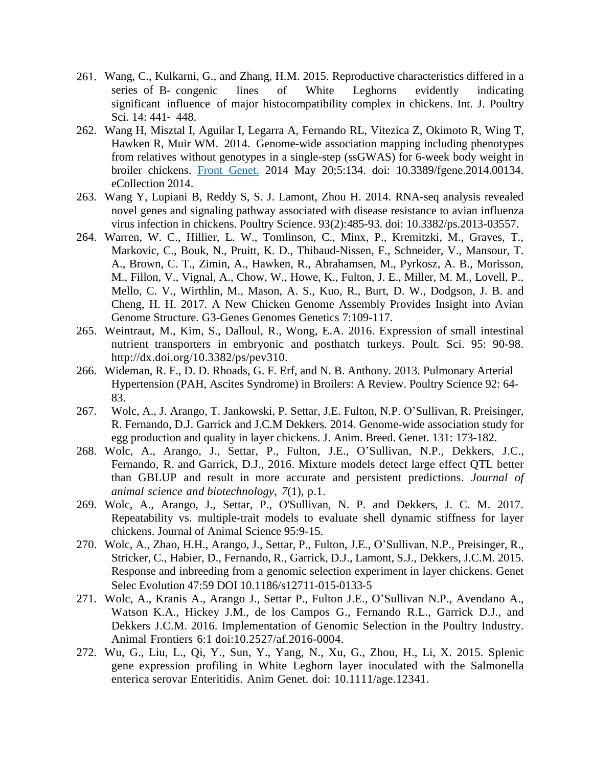261. Wang, C., Kulkarni, G., and Zhang, H.M. 2015. Reproductive characteristics differed in a series of B- congenic lines of White Leghorns evidently indicating significant influence of major histocompatibility complex in chickens. Int. J. Poultry Sci. 14: 441- 448.
262. Wang H, Misztal I, Aguilar I, Legarra A, Fernando RL, Vitezica Z, Okimoto R, Wing T, Hawken R, Muir WM. 2014. Genome-wide association mapping including phenotypes from relatives without genotypes in a single-step (ssGWAS) for 6-week body weight in broiler chickens. Front Genet. 2014 May 20;5:134. doi: 10.3389/fgene.2014.00134. eCollection 2014.
263. Wang Y, Lupiani B, Reddy S, S. J. Lamont, Zhou H. 2014. RNA-seq analysis revealed novel genes and signaling pathway associated with disease resistance to avian influenza virus infection in chickens. Poultry Science. 93(2):485-93. doi: 10.3382/ps.2013-03557.
264. Warren, W. C., Hillier, L. W., Tomlinson, C., Minx, P., Kremitzki, M., Graves, T., Markovic, C., Bouk, N., Pruitt, K. D., Thibaud-Nissen, F., Schneider, V., Mansour, T. A., Brown, C. T., Zimin, A., Hawken, R., Abrahamsen, M., Pyrkosz, A. B., Morisson, M., Fillon, V., Vignal, A., Chow, W., Howe, K., Fulton, J. E., Miller, M. M., Lovell, P., Mello, C. V., Wirthlin, M., Mason, A. S., Kuo, R., Burt, D. W., Dodgson, J. B. and Cheng, H. H. 2017. A New Chicken Genome Assembly Provides Insight into Avian Genome Structure. G3-Genes Genomes Genetics 7:109-117.
265. Weintraut, M., Kim, S., Dalloul, R., Wong, E.A. 2016. Expression of small intestinal nutrient transporters in embryonic and posthatch turkeys. Poult. Sci. 95: 90-98. http://dx.doi.org/10.3382/ps/pev310.
266. Wideman, R. F., D. D. Rhoads, G. F. Erf, and N. B. Anthony. 2013. Pulmonary Arterial Hypertension (PAH, Ascites Syndrome) in Broilers: A Review. Poultry Science 92: 64-83.
267. Wolc, A., J. Arango, T. Jankowski, P. Settar, J.E. Fulton, N.P. O'Sullivan, R. Preisinger, R. Fernando, D.J. Garrick and J.C.M Dekkers. 2014. Genome-wide association study for egg production and quality in layer chickens. J. Anim. Breed. Genet. 131: 173-182.
268. Wolc, A., Arango, J., Settar, P., Fulton, J.E., O'Sullivan, N.P., Dekkers, J.C., Fernando, R. and Garrick, D.J., 2016. Mixture models detect large effect QTL better than GBLUP and result in more accurate and persistent predictions. *Journal of animal science and biotechnology*, *7*(1), p.1.
269. Wolc, A., Arango, J., Settar, P., O'Sullivan, N. P. and Dekkers, J. C. M. 2017. Repeatability vs. multiple-trait models to evaluate shell dynamic stiffness for layer chickens. Journal of Animal Science 95:9-15.
270. Wolc, A., Zhao, H.H., Arango, J., Settar, P., Fulton, J.E., O'Sullivan, N.P., Preisinger, R., Stricker, C., Habier, D., Fernando, R., Garrick, D.J., Lamont, S.J., Dekkers, J.C.M. 2015. Response and inbreeding from a genomic selection experiment in layer chickens. Genet Selec Evolution 47:59 DOI 10.1186/s12711-015-0133-5
271. Wolc, A., Kranis A., Arango J., Settar P., Fulton J.E., O'Sullivan N.P., Avendano A., Watson K.A., Hickey J.M., de los Campos G., Fernando R.L., Garrick D.J., and Dekkers J.C.M. 2016. Implementation of Genomic Selection in the Poultry Industry. Animal Frontiers 6:1 doi:10.2527/af.2016-0004.
272. Wu, G., Liu, L., Qi, Y., Sun, Y., Yang, N., Xu, G., Zhou, H., Li, X. 2015. Splenic gene expression profiling in White Leghorn layer inoculated with the Salmonella enterica serovar Enteritidis. Anim Genet. doi: 10.1111/age.12341.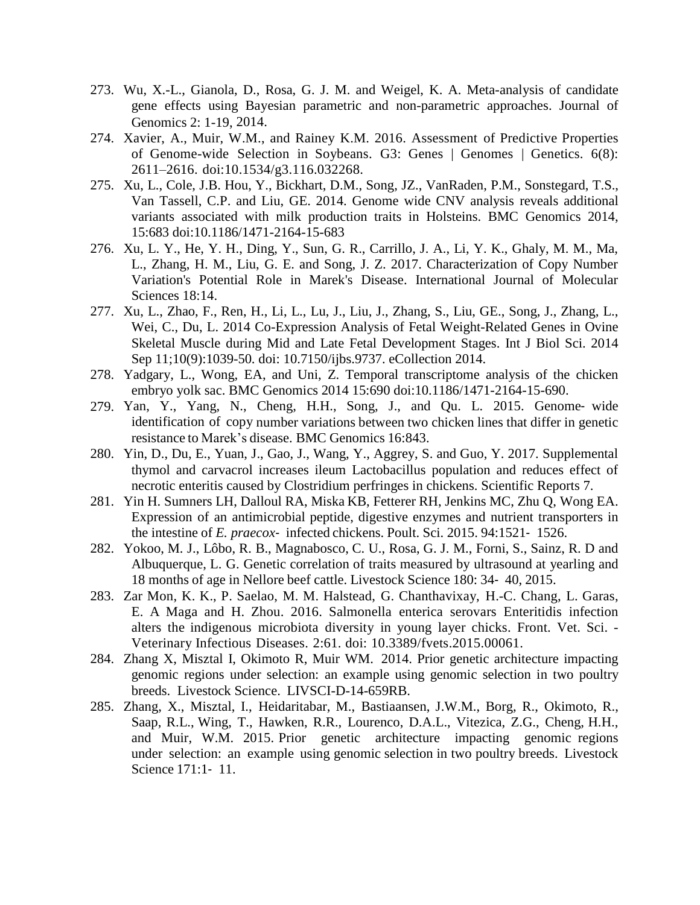273. Wu, X.-L., Gianola, D., Rosa, G. J. M. and Weigel, K. A. Meta-analysis of candidate gene effects using Bayesian parametric and non-parametric approaches. Journal of Genomics 2: 1-19, 2014.
274. Xavier, A., Muir, W.M., and Rainey K.M. 2016. Assessment of Predictive Properties of Genome-wide Selection in Soybeans. G3: Genes | Genomes | Genetics. 6(8): 2611–2616. doi:10.1534/g3.116.032268.
275. Xu, L., Cole, J.B. Hou, Y., Bickhart, D.M., Song, JZ., VanRaden, P.M., Sonstegard, T.S., Van Tassell, C.P. and Liu, GE. 2014. Genome wide CNV analysis reveals additional variants associated with milk production traits in Holsteins. BMC Genomics 2014, 15:683 doi:10.1186/1471-2164-15-683
276. Xu, L. Y., He, Y. H., Ding, Y., Sun, G. R., Carrillo, J. A., Li, Y. K., Ghaly, M. M., Ma, L., Zhang, H. M., Liu, G. E. and Song, J. Z. 2017. Characterization of Copy Number Variation's Potential Role in Marek's Disease. International Journal of Molecular Sciences 18:14.
277. Xu, L., Zhao, F., Ren, H., Li, L., Lu, J., Liu, J., Zhang, S., Liu, GE., Song, J., Zhang, L., Wei, C., Du, L. 2014 Co-Expression Analysis of Fetal Weight-Related Genes in Ovine Skeletal Muscle during Mid and Late Fetal Development Stages. Int J Biol Sci. 2014 Sep 11;10(9):1039-50. doi: 10.7150/ijbs.9737. eCollection 2014.
278. Yadgary, L., Wong, EA, and Uni, Z. Temporal transcriptome analysis of the chicken embryo yolk sac. BMC Genomics 2014 15:690 doi:10.1186/1471-2164-15-690.
279. Yan, Y., Yang, N., Cheng, H.H., Song, J., and Qu. L. 2015. Genome- wide identification of copy number variations between two chicken lines that differ in genetic resistance to Marek's disease. BMC Genomics 16:843.
280. Yin, D., Du, E., Yuan, J., Gao, J., Wang, Y., Aggrey, S. and Guo, Y. 2017. Supplemental thymol and carvacrol increases ileum Lactobacillus population and reduces effect of necrotic enteritis caused by Clostridium perfringes in chickens. Scientific Reports 7.
281. Yin H. Sumners LH, Dalloul RA, Miska KB, Fetterer RH, Jenkins MC, Zhu Q, Wong EA. Expression of an antimicrobial peptide, digestive enzymes and nutrient transporters in the intestine of *E. praecox*- infected chickens. Poult. Sci. 2015. 94:1521- 1526.
282. Yokoo, M. J., Lôbo, R. B., Magnabosco, C. U., Rosa, G. J. M., Forni, S., Sainz, R. D and Albuquerque, L. G. Genetic correlation of traits measured by ultrasound at yearling and 18 months of age in Nellore beef cattle. Livestock Science 180: 34- 40, 2015.
283. Zar Mon, K. K., P. Saelao, M. M. Halstead, G. Chanthavixay, H.-C. Chang, L. Garas, E. A Maga and H. Zhou. 2016. Salmonella enterica serovars Enteritidis infection alters the indigenous microbiota diversity in young layer chicks. Front. Vet. Sci. - Veterinary Infectious Diseases. 2:61. doi: 10.3389/fvets.2015.00061.
284. Zhang X, Misztal I, Okimoto R, Muir WM. 2014. Prior genetic architecture impacting genomic regions under selection: an example using genomic selection in two poultry breeds. Livestock Science. LIVSCI-D-14-659RB.
285. Zhang, X., Misztal, I., Heidaritabar, M., Bastiaansen, J.W.M., Borg, R., Okimoto, R., Saap, R.L., Wing, T., Hawken, R.R., Lourenco, D.A.L., Vitezica, Z.G., Cheng, H.H., and Muir, W.M. 2015. Prior genetic architecture impacting genomic regions under selection: an example using genomic selection in two poultry breeds. Livestock Science 171:1- 11.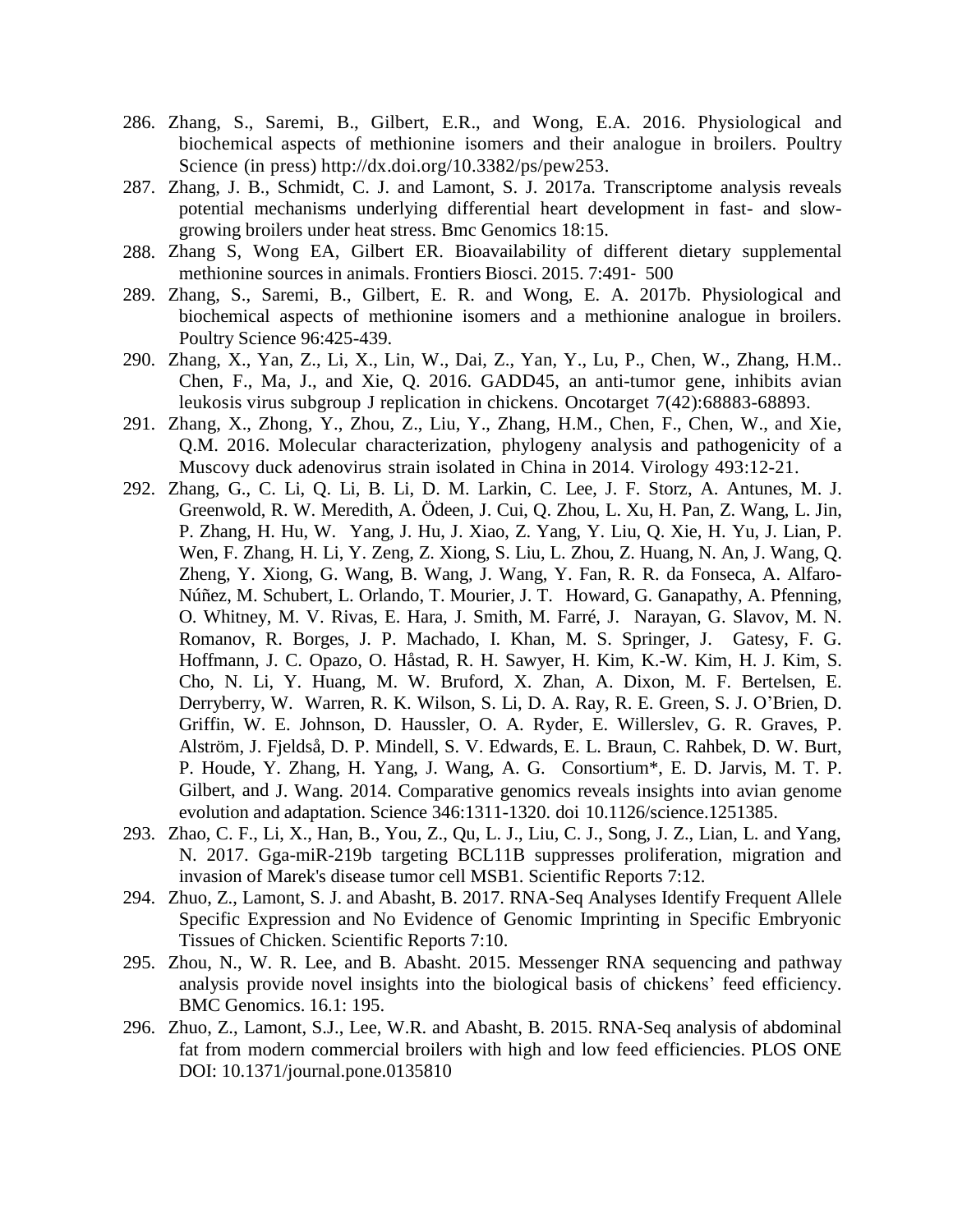286. Zhang, S., Saremi, B., Gilbert, E.R., and Wong, E.A. 2016. Physiological and biochemical aspects of methionine isomers and their analogue in broilers. Poultry Science (in press) http://dx.doi.org/10.3382/ps/pew253.
287. Zhang, J. B., Schmidt, C. J. and Lamont, S. J. 2017a. Transcriptome analysis reveals potential mechanisms underlying differential heart development in fast- and slow-growing broilers under heat stress. Bmc Genomics 18:15.
288. Zhang S, Wong EA, Gilbert ER. Bioavailability of different dietary supplemental methionine sources in animals. Frontiers Biosci. 2015. 7:491- 500
289. Zhang, S., Saremi, B., Gilbert, E. R. and Wong, E. A. 2017b. Physiological and biochemical aspects of methionine isomers and a methionine analogue in broilers. Poultry Science 96:425-439.
290. Zhang, X., Yan, Z., Li, X., Lin, W., Dai, Z., Yan, Y., Lu, P., Chen, W., Zhang, H.M.. Chen, F., Ma, J., and Xie, Q. 2016. GADD45, an anti-tumor gene, inhibits avian leukosis virus subgroup J replication in chickens. Oncotarget 7(42):68883-68893.
291. Zhang, X., Zhong, Y., Zhou, Z., Liu, Y., Zhang, H.M., Chen, F., Chen, W., and Xie, Q.M. 2016. Molecular characterization, phylogeny analysis and pathogenicity of a Muscovy duck adenovirus strain isolated in China in 2014. Virology 493:12-21.
292. Zhang, G., C. Li, Q. Li, B. Li, D. M. Larkin, C. Lee, J. F. Storz, A. Antunes, M. J. Greenwold, R. W. Meredith, A. Ödeen, J. Cui, Q. Zhou, L. Xu, H. Pan, Z. Wang, L. Jin, P. Zhang, H. Hu, W. Yang, J. Hu, J. Xiao, Z. Yang, Y. Liu, Q. Xie, H. Yu, J. Lian, P. Wen, F. Zhang, H. Li, Y. Zeng, Z. Xiong, S. Liu, L. Zhou, Z. Huang, N. An, J. Wang, Q. Zheng, Y. Xiong, G. Wang, B. Wang, J. Wang, Y. Fan, R. R. da Fonseca, A. Alfaro-Núñez, M. Schubert, L. Orlando, T. Mourier, J. T. Howard, G. Ganapathy, A. Pfenning, O. Whitney, M. V. Rivas, E. Hara, J. Smith, M. Farré, J. Narayan, G. Slavov, M. N. Romanov, R. Borges, J. P. Machado, I. Khan, M. S. Springer, J. Gatesy, F. G. Hoffmann, J. C. Opazo, O. Håstad, R. H. Sawyer, H. Kim, K.-W. Kim, H. J. Kim, S. Cho, N. Li, Y. Huang, M. W. Bruford, X. Zhan, A. Dixon, M. F. Bertelsen, E. Derryberry, W. Warren, R. K. Wilson, S. Li, D. A. Ray, R. E. Green, S. J. O'Brien, D. Griffin, W. E. Johnson, D. Haussler, O. A. Ryder, E. Willerslev, G. R. Graves, P. Alström, J. Fjeldså, D. P. Mindell, S. V. Edwards, E. L. Braun, C. Rahbek, D. W. Burt, P. Houde, Y. Zhang, H. Yang, J. Wang, A. G. Consortium*, E. D. Jarvis, M. T. P. Gilbert, and J. Wang. 2014. Comparative genomics reveals insights into avian genome evolution and adaptation. Science 346:1311-1320. doi 10.1126/science.1251385.
293. Zhao, C. F., Li, X., Han, B., You, Z., Qu, L. J., Liu, C. J., Song, J. Z., Lian, L. and Yang, N. 2017. Gga-miR-219b targeting BCL11B suppresses proliferation, migration and invasion of Marek's disease tumor cell MSB1. Scientific Reports 7:12.
294. Zhuo, Z., Lamont, S. J. and Abasht, B. 2017. RNA-Seq Analyses Identify Frequent Allele Specific Expression and No Evidence of Genomic Imprinting in Specific Embryonic Tissues of Chicken. Scientific Reports 7:10.
295. Zhou, N., W. R. Lee, and B. Abasht. 2015. Messenger RNA sequencing and pathway analysis provide novel insights into the biological basis of chickens' feed efficiency. BMC Genomics. 16.1: 195.
296. Zhuo, Z., Lamont, S.J., Lee, W.R. and Abasht, B. 2015. RNA-Seq analysis of abdominal fat from modern commercial broilers with high and low feed efficiencies. PLOS ONE DOI: 10.1371/journal.pone.0135810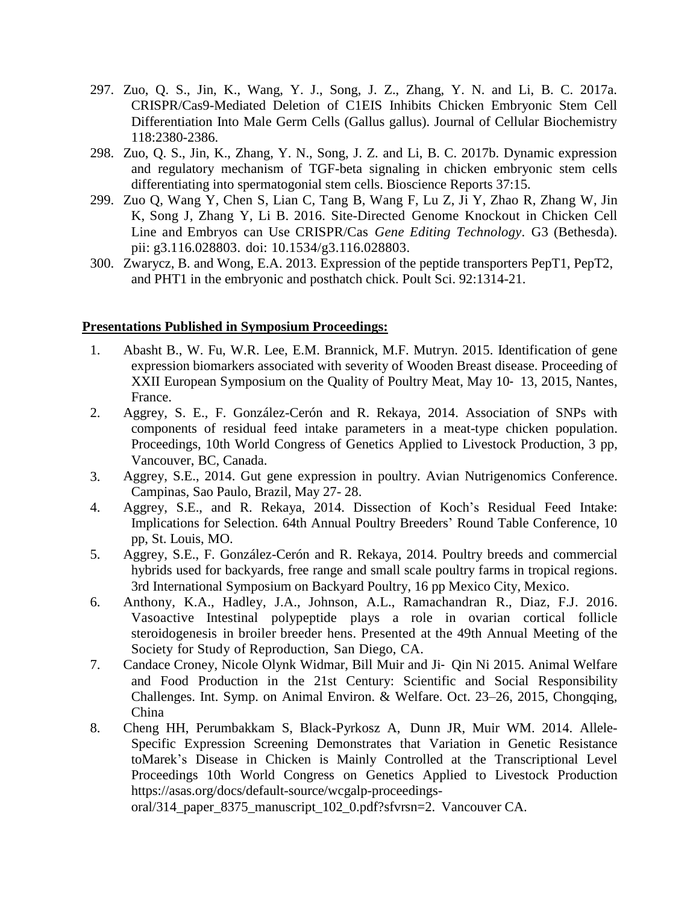297. Zuo, Q. S., Jin, K., Wang, Y. J., Song, J. Z., Zhang, Y. N. and Li, B. C. 2017a. CRISPR/Cas9-Mediated Deletion of C1EIS Inhibits Chicken Embryonic Stem Cell Differentiation Into Male Germ Cells (Gallus gallus). Journal of Cellular Biochemistry 118:2380-2386.
298. Zuo, Q. S., Jin, K., Zhang, Y. N., Song, J. Z. and Li, B. C. 2017b. Dynamic expression and regulatory mechanism of TGF-beta signaling in chicken embryonic stem cells differentiating into spermatogonial stem cells. Bioscience Reports 37:15.
299. Zuo Q, Wang Y, Chen S, Lian C, Tang B, Wang F, Lu Z, Ji Y, Zhao R, Zhang W, Jin K, Song J, Zhang Y, Li B. 2016. Site-Directed Genome Knockout in Chicken Cell Line and Embryos can Use CRISPR/Cas *Gene Editing Technology*. G3 (Bethesda). pii: g3.116.028803. doi: 10.1534/g3.116.028803.
300. Zwarycz, B. and Wong, E.A. 2013. Expression of the peptide transporters PepT1, PepT2, and PHT1 in the embryonic and posthatch chick. Poult Sci. 92:1314-21.

**<u>Presentations Published in Symposium Proceedings:</u>**

1. Abasht B., W. Fu, W.R. Lee, E.M. Brannick, M.F. Mutryn. 2015. Identification of gene expression biomarkers associated with severity of Wooden Breast disease. Proceeding of XXII European Symposium on the Quality of Poultry Meat, May 10- 13, 2015, Nantes, France.
2. Aggrey, S. E., F. González-Cerón and R. Rekaya, 2014. Association of SNPs with components of residual feed intake parameters in a meat-type chicken population. Proceedings, 10th World Congress of Genetics Applied to Livestock Production, 3 pp, Vancouver, BC, Canada.
3. Aggrey, S.E., 2014. Gut gene expression in poultry. Avian Nutrigenomics Conference. Campinas, Sao Paulo, Brazil, May 27- 28.
4. Aggrey, S.E., and R. Rekaya, 2014. Dissection of Koch's Residual Feed Intake: Implications for Selection. 64th Annual Poultry Breeders' Round Table Conference, 10 pp, St. Louis, MO.
5. Aggrey, S.E., F. González-Cerón and R. Rekaya, 2014. Poultry breeds and commercial hybrids used for backyards, free range and small scale poultry farms in tropical regions. 3rd International Symposium on Backyard Poultry, 16 pp Mexico City, Mexico.
6. Anthony, K.A., Hadley, J.A., Johnson, A.L., Ramachandran R., Diaz, F.J. 2016. Vasoactive Intestinal polypeptide plays a role in ovarian cortical follicle steroidogenesis in broiler breeder hens. Presented at the 49th Annual Meeting of the Society for Study of Reproduction, San Diego, CA.
7. Candace Croney, Nicole Olynk Widmar, Bill Muir and Ji- Qin Ni 2015. Animal Welfare and Food Production in the 21st Century: Scientific and Social Responsibility Challenges. Int. Symp. on Animal Environ. & Welfare. Oct. 23–26, 2015, Chongqing, China
8. Cheng HH, Perumbakkam S, Black-Pyrkosz A, Dunn JR, Muir WM. 2014. Allele-Specific Expression Screening Demonstrates that Variation in Genetic Resistance toMarek's Disease in Chicken is Mainly Controlled at the Transcriptional Level Proceedings 10th World Congress on Genetics Applied to Livestock Production https://asas.org/docs/default-source/wcgalp-proceedings-oral/314_paper_8375_manuscript_102_0.pdf?sfvrsn=2. Vancouver CA.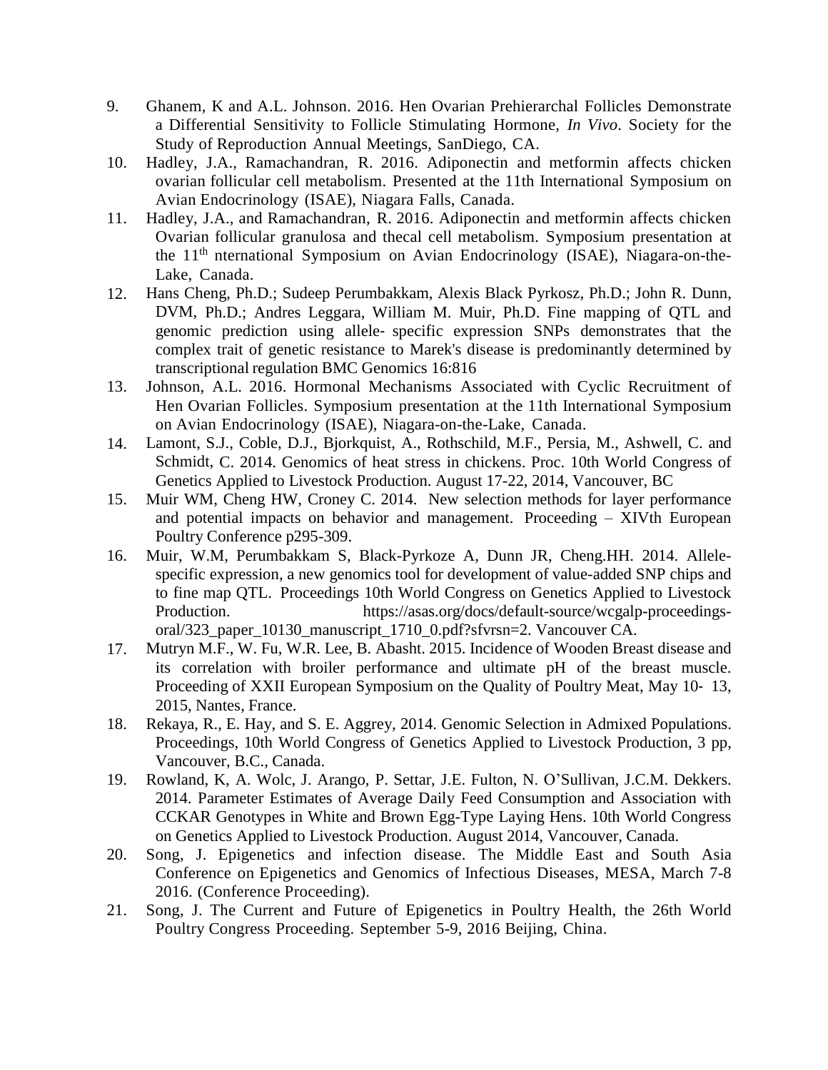9. Ghanem, K and A.L. Johnson. 2016. Hen Ovarian Prehierarchal Follicles Demonstrate a Differential Sensitivity to Follicle Stimulating Hormone, *In Vivo*. Society for the Study of Reproduction Annual Meetings, SanDiego, CA.
10. Hadley, J.A., Ramachandran, R. 2016. Adiponectin and metformin affects chicken ovarian follicular cell metabolism. Presented at the 11th International Symposium on Avian Endocrinology (ISAE), Niagara Falls, Canada.
11. Hadley, J.A., and Ramachandran, R. 2016. Adiponectin and metformin affects chicken Ovarian follicular granulosa and thecal cell metabolism. Symposium presentation at the 11th nternational Symposium on Avian Endocrinology (ISAE), Niagara-on-the-Lake, Canada.
12. Hans Cheng, Ph.D.; Sudeep Perumbakkam, Alexis Black Pyrkosz, Ph.D.; John R. Dunn, DVM, Ph.D.; Andres Leggara, William M. Muir, Ph.D. Fine mapping of QTL and genomic prediction using allele- specific expression SNPs demonstrates that the complex trait of genetic resistance to Marek's disease is predominantly determined by transcriptional regulation BMC Genomics 16:816
13. Johnson, A.L. 2016. Hormonal Mechanisms Associated with Cyclic Recruitment of Hen Ovarian Follicles. Symposium presentation at the 11th International Symposium on Avian Endocrinology (ISAE), Niagara-on-the-Lake, Canada.
14. Lamont, S.J., Coble, D.J., Bjorkquist, A., Rothschild, M.F., Persia, M., Ashwell, C. and Schmidt, C. 2014. Genomics of heat stress in chickens. Proc. 10th World Congress of Genetics Applied to Livestock Production. August 17-22, 2014, Vancouver, BC
15. Muir WM, Cheng HW, Croney C. 2014. New selection methods for layer performance and potential impacts on behavior and management. Proceeding – XIVth European Poultry Conference p295-309.
16. Muir, W.M, Perumbakkam S, Black-Pyrkoze A, Dunn JR, Cheng.HH. 2014. Allele-specific expression, a new genomics tool for development of value-added SNP chips and to fine map QTL. Proceedings 10th World Congress on Genetics Applied to Livestock Production. https://asas.org/docs/default-source/wcgalp-proceedings-oral/323_paper_10130_manuscript_1710_0.pdf?sfvrsn=2. Vancouver CA.
17. Mutryn M.F., W. Fu, W.R. Lee, B. Abasht. 2015. Incidence of Wooden Breast disease and its correlation with broiler performance and ultimate pH of the breast muscle. Proceeding of XXII European Symposium on the Quality of Poultry Meat, May 10- 13, 2015, Nantes, France.
18. Rekaya, R., E. Hay, and S. E. Aggrey, 2014. Genomic Selection in Admixed Populations. Proceedings, 10th World Congress of Genetics Applied to Livestock Production, 3 pp, Vancouver, B.C., Canada.
19. Rowland, K, A. Wolc, J. Arango, P. Settar, J.E. Fulton, N. O'Sullivan, J.C.M. Dekkers. 2014. Parameter Estimates of Average Daily Feed Consumption and Association with CCKAR Genotypes in White and Brown Egg-Type Laying Hens. 10th World Congress on Genetics Applied to Livestock Production. August 2014, Vancouver, Canada.
20. Song, J. Epigenetics and infection disease. The Middle East and South Asia Conference on Epigenetics and Genomics of Infectious Diseases, MESA, March 7-8 2016. (Conference Proceeding).
21. Song, J. The Current and Future of Epigenetics in Poultry Health, the 26th World Poultry Congress Proceeding. September 5-9, 2016 Beijing, China.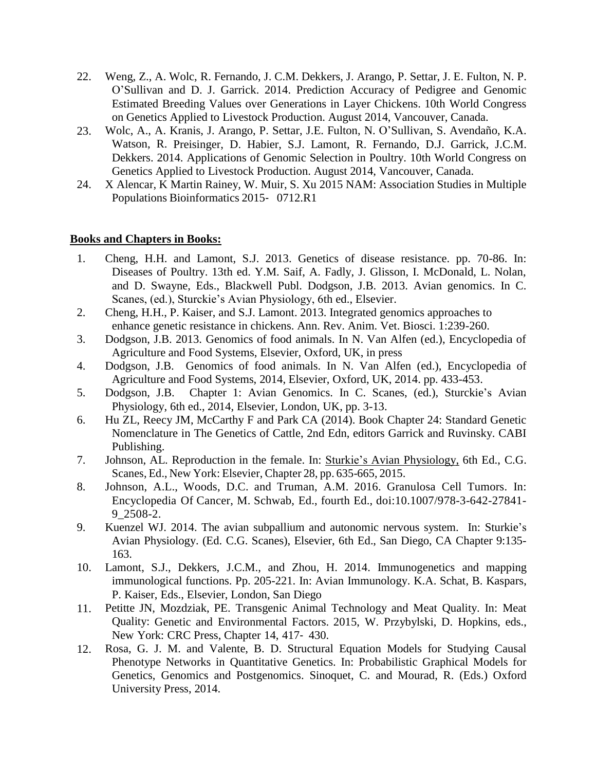22. Weng, Z., A. Wolc, R. Fernando, J. C.M. Dekkers, J. Arango, P. Settar, J. E. Fulton, N. P. O'Sullivan and D. J. Garrick. 2014. Prediction Accuracy of Pedigree and Genomic Estimated Breeding Values over Generations in Layer Chickens. 10th World Congress on Genetics Applied to Livestock Production. August 2014, Vancouver, Canada.
23. Wolc, A., A. Kranis, J. Arango, P. Settar, J.E. Fulton, N. O'Sullivan, S. Avendaño, K.A. Watson, R. Preisinger, D. Habier, S.J. Lamont, R. Fernando, D.J. Garrick, J.C.M. Dekkers. 2014. Applications of Genomic Selection in Poultry. 10th World Congress on Genetics Applied to Livestock Production. August 2014, Vancouver, Canada.
24. X Alencar, K Martin Rainey, W. Muir, S. Xu 2015 NAM: Association Studies in Multiple Populations Bioinformatics 2015- 0712.R1

**Books and Chapters in Books:**

1. Cheng, H.H. and Lamont, S.J. 2013. Genetics of disease resistance. pp. 70-86. In: Diseases of Poultry. 13th ed. Y.M. Saif, A. Fadly, J. Glisson, I. McDonald, L. Nolan, and D. Swayne, Eds., Blackwell Publ. Dodgson, J.B. 2013. Avian genomics. In C. Scanes, (ed.), Sturckie's Avian Physiology, 6th ed., Elsevier.
2. Cheng, H.H., P. Kaiser, and S.J. Lamont. 2013. Integrated genomics approaches to enhance genetic resistance in chickens. Ann. Rev. Anim. Vet. Biosci. 1:239-260.
3. Dodgson, J.B. 2013. Genomics of food animals. In N. Van Alfen (ed.), Encyclopedia of Agriculture and Food Systems, Elsevier, Oxford, UK, in press
4. Dodgson, J.B. Genomics of food animals. In N. Van Alfen (ed.), Encyclopedia of Agriculture and Food Systems, 2014, Elsevier, Oxford, UK, 2014. pp. 433-453.
5. Dodgson, J.B. Chapter 1: Avian Genomics. In C. Scanes, (ed.), Sturckie's Avian Physiology, 6th ed., 2014, Elsevier, London, UK, pp. 3-13.
6. Hu ZL, Reecy JM, McCarthy F and Park CA (2014). Book Chapter 24: Standard Genetic Nomenclature in The Genetics of Cattle, 2nd Edn, editors Garrick and Ruvinsky. CABI Publishing.
7. Johnson, AL. Reproduction in the female. In: Sturkie's Avian Physiology, 6th Ed., C.G. Scanes, Ed., New York: Elsevier, Chapter 28, pp. 635-665, 2015.
8. Johnson, A.L., Woods, D.C. and Truman, A.M. 2016. Granulosa Cell Tumors. In: Encyclopedia Of Cancer, M. Schwab, Ed., fourth Ed., doi:10.1007/978-3-642-27841-9_2508-2.
9. Kuenzel WJ. 2014. The avian subpallium and autonomic nervous system. In: Sturkie's Avian Physiology. (Ed. C.G. Scanes), Elsevier, 6th Ed., San Diego, CA Chapter 9:135-163.
10. Lamont, S.J., Dekkers, J.C.M., and Zhou, H. 2014. Immunogenetics and mapping immunological functions. Pp. 205-221. In: Avian Immunology. K.A. Schat, B. Kaspars, P. Kaiser, Eds., Elsevier, London, San Diego
11. Petitte JN, Mozdziak, PE. Transgenic Animal Technology and Meat Quality. In: Meat Quality: Genetic and Environmental Factors. 2015, W. Przybylski, D. Hopkins, eds., New York: CRC Press, Chapter 14, 417- 430.
12. Rosa, G. J. M. and Valente, B. D. Structural Equation Models for Studying Causal Phenotype Networks in Quantitative Genetics. In: Probabilistic Graphical Models for Genetics, Genomics and Postgenomics. Sinoquet, C. and Mourad, R. (Eds.) Oxford University Press, 2014.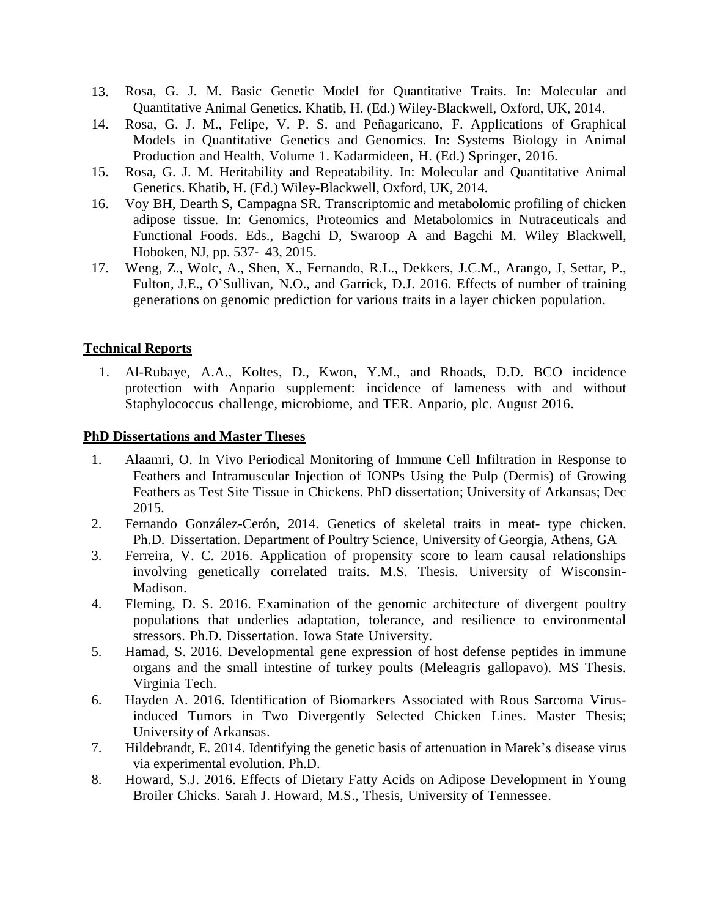13. Rosa, G. J. M. Basic Genetic Model for Quantitative Traits. In: Molecular and Quantitative Animal Genetics. Khatib, H. (Ed.) Wiley-Blackwell, Oxford, UK, 2014.
14. Rosa, G. J. M., Felipe, V. P. S. and Peñagaricano, F. Applications of Graphical Models in Quantitative Genetics and Genomics. In: Systems Biology in Animal Production and Health, Volume 1. Kadarmideen, H. (Ed.) Springer, 2016.
15. Rosa, G. J. M. Heritability and Repeatability. In: Molecular and Quantitative Animal Genetics. Khatib, H. (Ed.) Wiley-Blackwell, Oxford, UK, 2014.
16. Voy BH, Dearth S, Campagna SR. Transcriptomic and metabolomic profiling of chicken adipose tissue. In: Genomics, Proteomics and Metabolomics in Nutraceuticals and Functional Foods. Eds., Bagchi D, Swaroop A and Bagchi M. Wiley Blackwell, Hoboken, NJ, pp. 537- 43, 2015.
17. Weng, Z., Wolc, A., Shen, X., Fernando, R.L., Dekkers, J.C.M., Arango, J, Settar, P., Fulton, J.E., O'Sullivan, N.O., and Garrick, D.J. 2016. Effects of number of training generations on genomic prediction for various traits in a layer chicken population.

**Technical Reports**

1. Al-Rubaye, A.A., Koltes, D., Kwon, Y.M., and Rhoads, D.D. BCO incidence protection with Anpario supplement: incidence of lameness with and without Staphylococcus challenge, microbiome, and TER. Anpario, plc. August 2016.

**PhD Dissertations and Master Theses**

1. Alaamri, O. In Vivo Periodical Monitoring of Immune Cell Infiltration in Response to Feathers and Intramuscular Injection of IONPs Using the Pulp (Dermis) of Growing Feathers as Test Site Tissue in Chickens. PhD dissertation; University of Arkansas; Dec 2015.
2. Fernando González-Cerón, 2014. Genetics of skeletal traits in meat- type chicken. Ph.D. Dissertation. Department of Poultry Science, University of Georgia, Athens, GA
3. Ferreira, V. C. 2016. Application of propensity score to learn causal relationships involving genetically correlated traits. M.S. Thesis. University of Wisconsin-Madison.
4. Fleming, D. S. 2016. Examination of the genomic architecture of divergent poultry populations that underlies adaptation, tolerance, and resilience to environmental stressors. Ph.D. Dissertation. Iowa State University.
5. Hamad, S. 2016. Developmental gene expression of host defense peptides in immune organs and the small intestine of turkey poults (Meleagris gallopavo). MS Thesis. Virginia Tech.
6. Hayden A. 2016. Identification of Biomarkers Associated with Rous Sarcoma Virus-induced Tumors in Two Divergently Selected Chicken Lines. Master Thesis; University of Arkansas.
7. Hildebrandt, E. 2014. Identifying the genetic basis of attenuation in Marek's disease virus via experimental evolution. Ph.D.
8. Howard, S.J. 2016. Effects of Dietary Fatty Acids on Adipose Development in Young Broiler Chicks. Sarah J. Howard, M.S., Thesis, University of Tennessee.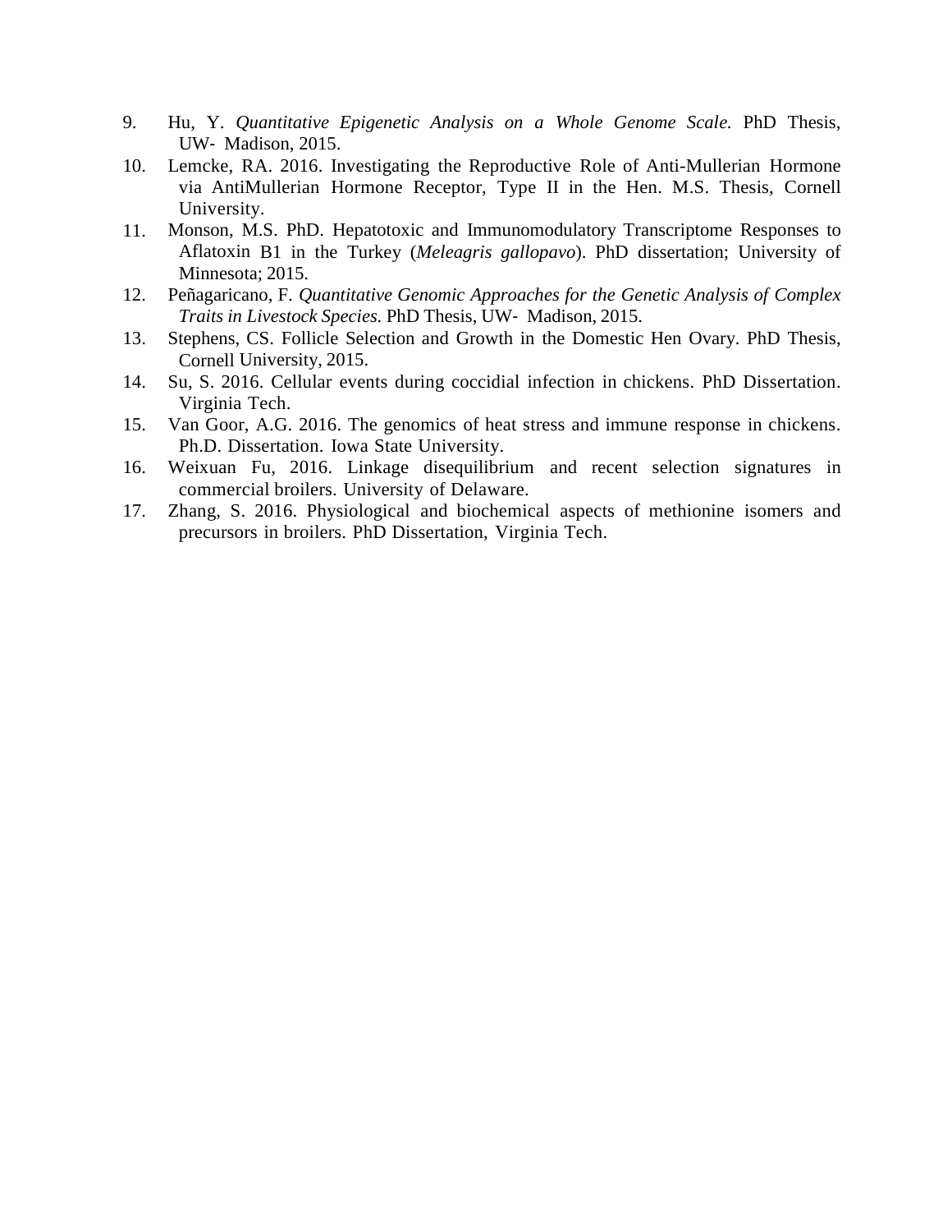9. Hu, Y. *Quantitative Epigenetic Analysis on a Whole Genome Scale.* PhD Thesis, UW- Madison, 2015.
10. Lemcke, RA. 2016. Investigating the Reproductive Role of Anti-Mullerian Hormone via AntiMullerian Hormone Receptor, Type II in the Hen. M.S. Thesis, Cornell University.
11. Monson, M.S. PhD. Hepatotoxic and Immunomodulatory Transcriptome Responses to Aflatoxin B1 in the Turkey (*Meleagris gallopavo*). PhD dissertation; University of Minnesota; 2015.
12. Peñagaricano, F. *Quantitative Genomic Approaches for the Genetic Analysis of Complex Traits in Livestock Species.* PhD Thesis, UW- Madison, 2015.
13. Stephens, CS. Follicle Selection and Growth in the Domestic Hen Ovary. PhD Thesis, Cornell University, 2015.
14. Su, S. 2016. Cellular events during coccidial infection in chickens. PhD Dissertation. Virginia Tech.
15. Van Goor, A.G. 2016. The genomics of heat stress and immune response in chickens. Ph.D. Dissertation. Iowa State University.
16. Weixuan Fu, 2016. Linkage disequilibrium and recent selection signatures in commercial broilers. University of Delaware.
17. Zhang, S. 2016. Physiological and biochemical aspects of methionine isomers and precursors in broilers. PhD Dissertation, Virginia Tech.